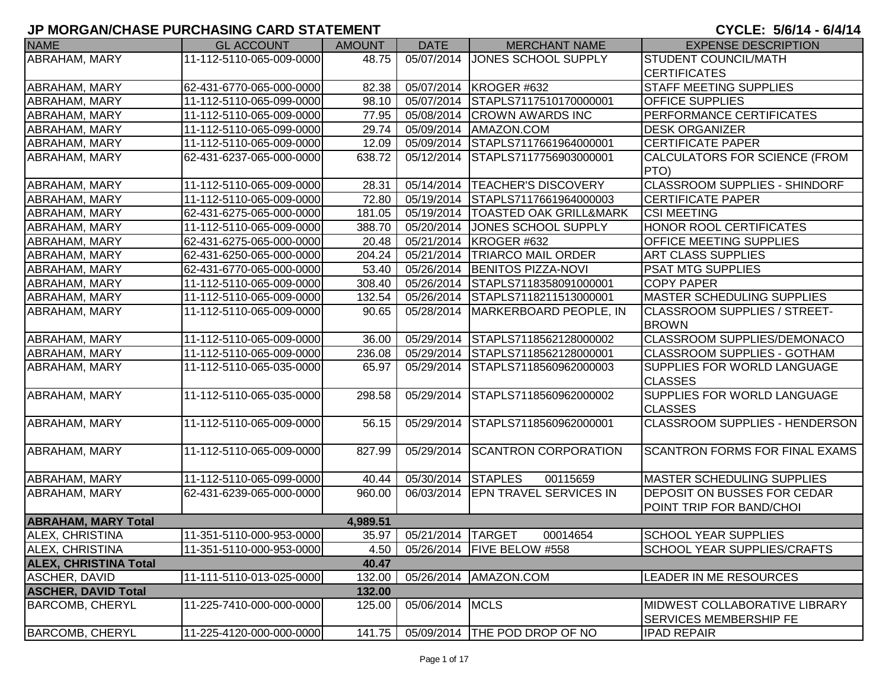# JP MORGAN/CHASE PURCHASING CARD STATEMENT

**CYCLE: 5/6/14 - 6/4/14**

| NAME | GL ACCOUNT | AMOUNT | DATE | MERCHANT NAME | EXPENSE DESCRIPTION |
|---|---|---|---|---|---|
| ABRAHAM, MARY | 11-112-5110-065-009-0000 | 48.75 | 05/07/2014 | JONES SCHOOL SUPPLY | STUDENT COUNCIL/MATH CERTIFICATES |
| ABRAHAM, MARY | 62-431-6770-065-000-0000 | 82.38 | 05/07/2014 | KROGER #632 | STAFF MEETING SUPPLIES |
| ABRAHAM, MARY | 11-112-5110-065-099-0000 | 98.10 | 05/07/2014 | STAPLS7117510170000001 | OFFICE SUPPLIES |
| ABRAHAM, MARY | 11-112-5110-065-009-0000 | 77.95 | 05/08/2014 | CROWN AWARDS INC | PERFORMANCE CERTIFICATES |
| ABRAHAM, MARY | 11-112-5110-065-099-0000 | 29.74 | 05/09/2014 | AMAZON.COM | DESK ORGANIZER |
| ABRAHAM, MARY | 11-112-5110-065-009-0000 | 12.09 | 05/09/2014 | STAPLS7117661964000001 | CERTIFICATE PAPER |
| ABRAHAM, MARY | 62-431-6237-065-000-0000 | 638.72 | 05/12/2014 | STAPLS7117756903000001 | CALCULATORS FOR SCIENCE (FROM PTO) |
| ABRAHAM, MARY | 11-112-5110-065-009-0000 | 28.31 | 05/14/2014 | TEACHER'S DISCOVERY | CLASSROOM SUPPLIES - SHINDORF |
| ABRAHAM, MARY | 11-112-5110-065-009-0000 | 72.80 | 05/19/2014 | STAPLS7117661964000003 | CERTIFICATE PAPER |
| ABRAHAM, MARY | 62-431-6275-065-000-0000 | 181.05 | 05/19/2014 | TOASTED OAK GRILL&MARK | CSI MEETING |
| ABRAHAM, MARY | 11-112-5110-065-009-0000 | 388.70 | 05/20/2014 | JONES SCHOOL SUPPLY | HONOR ROOL CERTIFICATES |
| ABRAHAM, MARY | 62-431-6275-065-000-0000 | 20.48 | 05/21/2014 | KROGER #632 | OFFICE MEETING SUPPLIES |
| ABRAHAM, MARY | 62-431-6250-065-000-0000 | 204.24 | 05/21/2014 | TRIARCO MAIL ORDER | ART CLASS SUPPLIES |
| ABRAHAM, MARY | 62-431-6770-065-000-0000 | 53.40 | 05/26/2014 | BENITOS PIZZA-NOVI | PSAT MTG SUPPLIES |
| ABRAHAM, MARY | 11-112-5110-065-009-0000 | 308.40 | 05/26/2014 | STAPLS7118358091000001 | COPY PAPER |
| ABRAHAM, MARY | 11-112-5110-065-009-0000 | 132.54 | 05/26/2014 | STAPLS7118211513000001 | MASTER SCHEDULING SUPPLIES |
| ABRAHAM, MARY | 11-112-5110-065-009-0000 | 90.65 | 05/28/2014 | MARKERBOARD PEOPLE, IN | CLASSROOM SUPPLIES / STREET-BROWN |
| ABRAHAM, MARY | 11-112-5110-065-009-0000 | 36.00 | 05/29/2014 | STAPLS7118562128000002 | CLASSROOM SUPPLIES/DEMONACO |
| ABRAHAM, MARY | 11-112-5110-065-009-0000 | 236.08 | 05/29/2014 | STAPLS7118562128000001 | CLASSROOM SUPPLIES - GOTHAM |
| ABRAHAM, MARY | 11-112-5110-065-035-0000 | 65.97 | 05/29/2014 | STAPLS7118560962000003 | SUPPLIES FOR WORLD LANGUAGE CLASSES |
| ABRAHAM, MARY | 11-112-5110-065-035-0000 | 298.58 | 05/29/2014 | STAPLS7118560962000002 | SUPPLIES FOR WORLD LANGUAGE CLASSES |
| ABRAHAM, MARY | 11-112-5110-065-009-0000 | 56.15 | 05/29/2014 | STAPLS7118560962000001 | CLASSROOM SUPPLIES - HENDERSON |
| ABRAHAM, MARY | 11-112-5110-065-009-0000 | 827.99 | 05/29/2014 | SCANTRON CORPORATION | SCANTRON FORMS FOR FINAL EXAMS |
| ABRAHAM, MARY | 11-112-5110-065-099-0000 | 40.44 | 05/30/2014 | STAPLES 00115659 | MASTER SCHEDULING SUPPLIES |
| ABRAHAM, MARY | 62-431-6239-065-000-0000 | 960.00 | 06/03/2014 | EPN TRAVEL SERVICES IN | DEPOSIT ON BUSSES FOR CEDAR POINT TRIP FOR BAND/CHOI |
| **ABRAHAM, MARY Total** | | **4,989.51** | | | |
| ALEX, CHRISTINA | 11-351-5110-000-953-0000 | 35.97 | 05/21/2014 | TARGET 00014654 | SCHOOL YEAR SUPPLIES |
| ALEX, CHRISTINA | 11-351-5110-000-953-0000 | 4.50 | 05/26/2014 | FIVE BELOW #558 | SCHOOL YEAR SUPPLIES/CRAFTS |
| **ALEX, CHRISTINA Total** | | **40.47** | | | |
| ASCHER, DAVID | 11-111-5110-013-025-0000 | 132.00 | 05/26/2014 | AMAZON.COM | LEADER IN ME RESOURCES |
| **ASCHER, DAVID Total** | | **132.00** | | | |
| BARCOMB, CHERYL | 11-225-7410-000-000-0000 | 125.00 | 05/06/2014 | MCLS | MIDWEST COLLABORATIVE LIBRARY SERVICES MEMBERSHIP FE |
| BARCOMB, CHERYL | 11-225-4120-000-000-0000 | 141.75 | 05/09/2014 | THE POD DROP OF NO | IPAD REPAIR |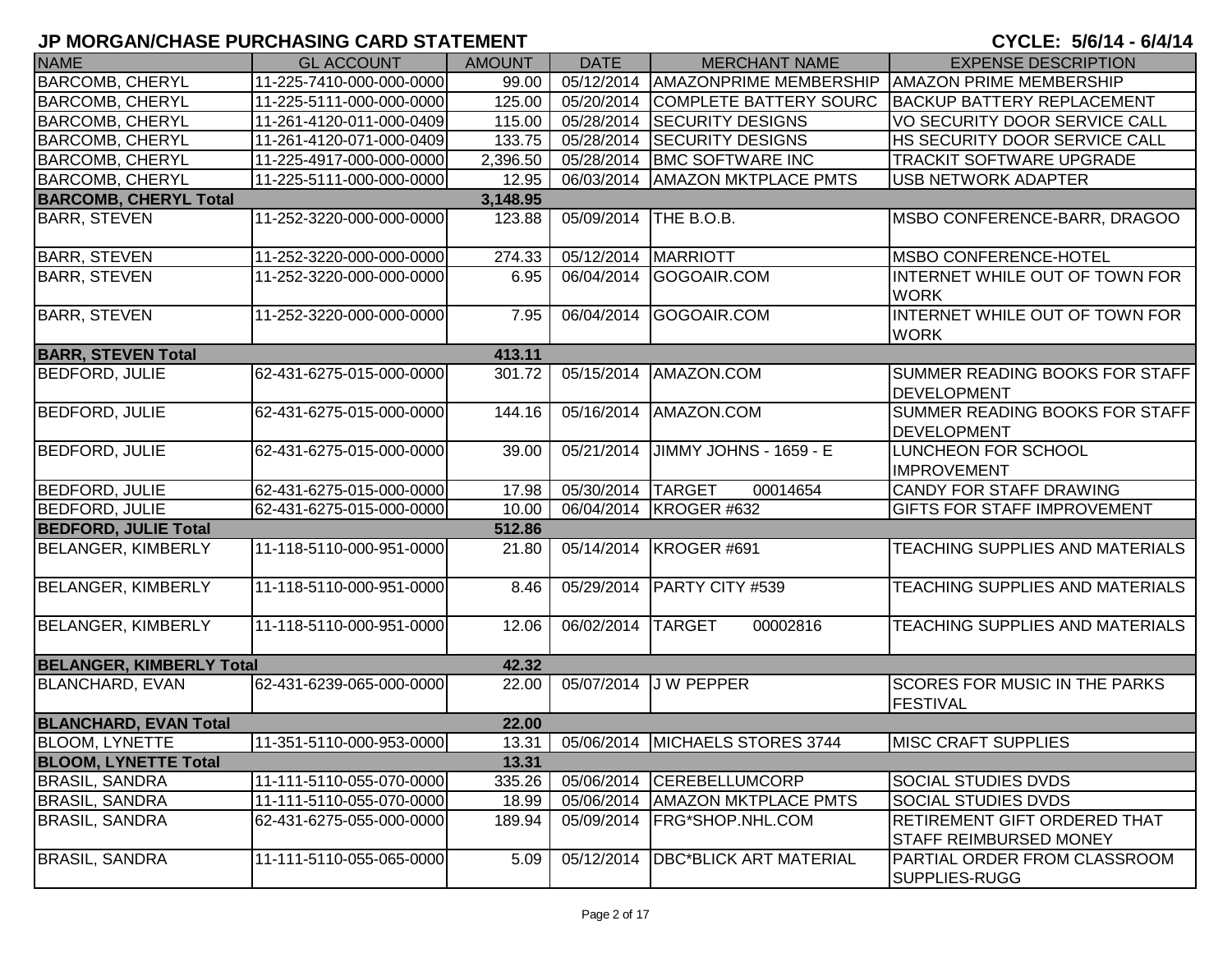# JP MORGAN/CHASE PURCHASING CARD STATEMENT

CYCLE: 5/6/14 - 6/4/14

| NAME | GL ACCOUNT | AMOUNT | DATE | MERCHANT NAME | EXPENSE DESCRIPTION |
|---|---|---|---|---|---|
| BARCOMB, CHERYL | 11-225-7410-000-000-0000 | 99.00 | 05/12/2014 | AMAZONPRIME MEMBERSHIP | AMAZON PRIME MEMBERSHIP |
| BARCOMB, CHERYL | 11-225-5111-000-000-0000 | 125.00 | 05/20/2014 | COMPLETE BATTERY SOURC | BACKUP BATTERY REPLACEMENT |
| BARCOMB, CHERYL | 11-261-4120-011-000-0409 | 115.00 | 05/28/2014 | SECURITY DESIGNS | VO SECURITY DOOR SERVICE CALL |
| BARCOMB, CHERYL | 11-261-4120-071-000-0409 | 133.75 | 05/28/2014 | SECURITY DESIGNS | HS SECURITY DOOR SERVICE CALL |
| BARCOMB, CHERYL | 11-225-4917-000-000-0000 | 2,396.50 | 05/28/2014 | BMC SOFTWARE INC | TRACKIT SOFTWARE UPGRADE |
| BARCOMB, CHERYL | 11-225-5111-000-000-0000 | 12.95 | 06/03/2014 | AMAZON MKTPLACE PMTS | USB NETWORK ADAPTER |
| **BARCOMB, CHERYL Total** | | **3,148.95** | | | |
| BARR, STEVEN | 11-252-3220-000-000-0000 | 123.88 | 05/09/2014 | THE B.O.B. | MSBO CONFERENCE-BARR, DRAGOO |
| BARR, STEVEN | 11-252-3220-000-000-0000 | 274.33 | 05/12/2014 | MARRIOTT | MSBO CONFERENCE-HOTEL |
| BARR, STEVEN | 11-252-3220-000-000-0000 | 6.95 | 06/04/2014 | GOGOAIR.COM | INTERNET WHILE OUT OF TOWN FOR WORK |
| BARR, STEVEN | 11-252-3220-000-000-0000 | 7.95 | 06/04/2014 | GOGOAIR.COM | INTERNET WHILE OUT OF TOWN FOR WORK |
| **BARR, STEVEN Total** | | **413.11** | | | |
| BEDFORD, JULIE | 62-431-6275-015-000-0000 | 301.72 | 05/15/2014 | AMAZON.COM | SUMMER READING BOOKS FOR STAFF DEVELOPMENT |
| BEDFORD, JULIE | 62-431-6275-015-000-0000 | 144.16 | 05/16/2014 | AMAZON.COM | SUMMER READING BOOKS FOR STAFF DEVELOPMENT |
| BEDFORD, JULIE | 62-431-6275-015-000-0000 | 39.00 | 05/21/2014 | JIMMY JOHNS - 1659 - E | LUNCHEON FOR SCHOOL IMPROVEMENT |
| BEDFORD, JULIE | 62-431-6275-015-000-0000 | 17.98 | 05/30/2014 | TARGET 00014654 | CANDY FOR STAFF DRAWING |
| BEDFORD, JULIE | 62-431-6275-015-000-0000 | 10.00 | 06/04/2014 | KROGER #632 | GIFTS FOR STAFF IMPROVEMENT |
| **BEDFORD, JULIE Total** | | **512.86** | | | |
| BELANGER, KIMBERLY | 11-118-5110-000-951-0000 | 21.80 | 05/14/2014 | KROGER #691 | TEACHING SUPPLIES AND MATERIALS |
| BELANGER, KIMBERLY | 11-118-5110-000-951-0000 | 8.46 | 05/29/2014 | PARTY CITY #539 | TEACHING SUPPLIES AND MATERIALS |
| BELANGER, KIMBERLY | 11-118-5110-000-951-0000 | 12.06 | 06/02/2014 | TARGET 00002816 | TEACHING SUPPLIES AND MATERIALS |
| **BELANGER, KIMBERLY Total** | | **42.32** | | | |
| BLANCHARD, EVAN | 62-431-6239-065-000-0000 | 22.00 | 05/07/2014 | J W PEPPER | SCORES FOR MUSIC IN THE PARKS FESTIVAL |
| **BLANCHARD, EVAN Total** | | **22.00** | | | |
| BLOOM, LYNETTE | 11-351-5110-000-953-0000 | 13.31 | 05/06/2014 | MICHAELS STORES 3744 | MISC CRAFT SUPPLIES |
| **BLOOM, LYNETTE Total** | | **13.31** | | | |
| BRASIL, SANDRA | 11-111-5110-055-070-0000 | 335.26 | 05/06/2014 | CEREBELLUMCORP | SOCIAL STUDIES DVDS |
| BRASIL, SANDRA | 11-111-5110-055-070-0000 | 18.99 | 05/06/2014 | AMAZON MKTPLACE PMTS | SOCIAL STUDIES DVDS |
| BRASIL, SANDRA | 62-431-6275-055-000-0000 | 189.94 | 05/09/2014 | FRG*SHOP.NHL.COM | RETIREMENT GIFT ORDERED THAT STAFF REIMBURSED MONEY |
| BRASIL, SANDRA | 11-111-5110-055-065-0000 | 5.09 | 05/12/2014 | DBC*BLICK ART MATERIAL | PARTIAL ORDER FROM CLASSROOM SUPPLIES-RUGG |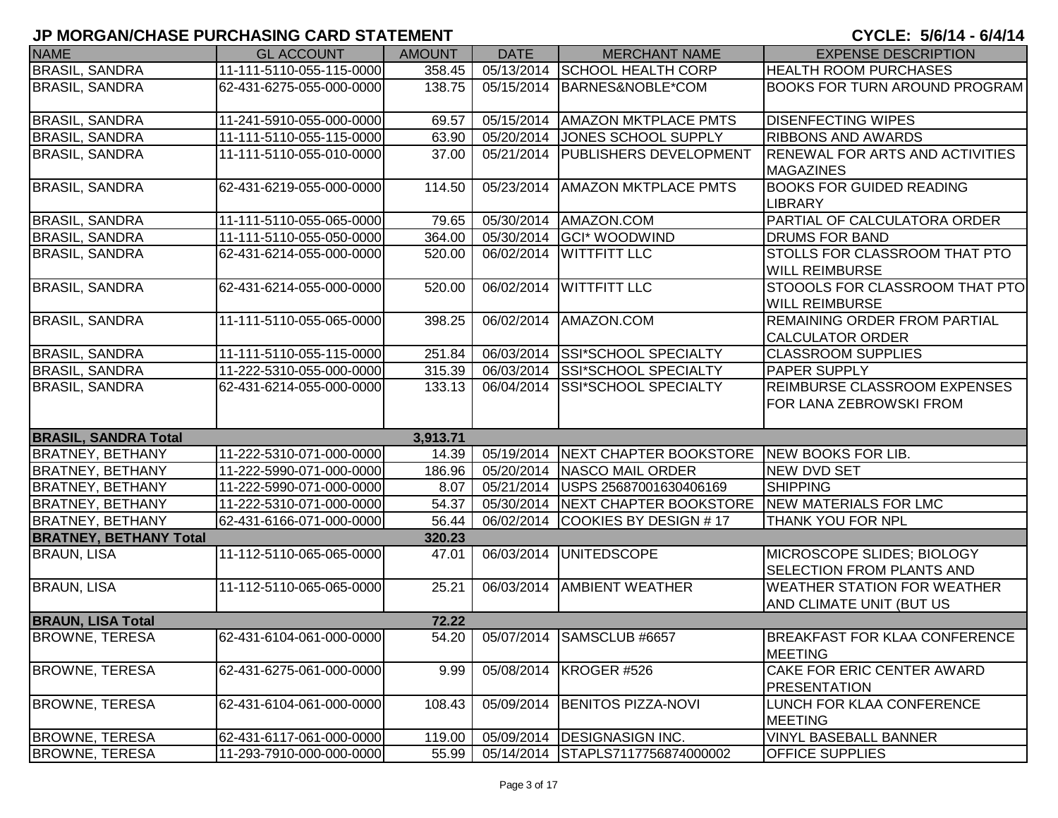# JP MORGAN/CHASE PURCHASING CARD STATEMENT

**CYCLE: 5/6/14 - 6/4/14**

| NAME | GL ACCOUNT | AMOUNT | DATE | MERCHANT NAME | EXPENSE DESCRIPTION |
|---|---|---|---|---|---|
| BRASIL, SANDRA | 11-111-5110-055-115-0000 | 358.45 | 05/13/2014 | SCHOOL HEALTH CORP | HEALTH ROOM PURCHASES |
| BRASIL, SANDRA | 62-431-6275-055-000-0000 | 138.75 | 05/15/2014 | BARNES&NOBLE*COM | BOOKS FOR TURN AROUND PROGRAM |
| BRASIL, SANDRA | 11-241-5910-055-000-0000 | 69.57 | 05/15/2014 | AMAZON MKTPLACE PMTS | DISENFECTING WIPES |
| BRASIL, SANDRA | 11-111-5110-055-115-0000 | 63.90 | 05/20/2014 | JONES SCHOOL SUPPLY | RIBBONS AND AWARDS |
| BRASIL, SANDRA | 11-111-5110-055-010-0000 | 37.00 | 05/21/2014 | PUBLISHERS DEVELOPMENT | RENEWAL FOR ARTS AND ACTIVITIES MAGAZINES |
| BRASIL, SANDRA | 62-431-6219-055-000-0000 | 114.50 | 05/23/2014 | AMAZON MKTPLACE PMTS | BOOKS FOR GUIDED READING LIBRARY |
| BRASIL, SANDRA | 11-111-5110-055-065-0000 | 79.65 | 05/30/2014 | AMAZON.COM | PARTIAL OF CALCULATORA ORDER |
| BRASIL, SANDRA | 11-111-5110-055-050-0000 | 364.00 | 05/30/2014 | GCI* WOODWIND | DRUMS FOR BAND |
| BRASIL, SANDRA | 62-431-6214-055-000-0000 | 520.00 | 06/02/2014 | WITTFITT LLC | STOLLS FOR CLASSROOM THAT PTO WILL REIMBURSE |
| BRASIL, SANDRA | 62-431-6214-055-000-0000 | 520.00 | 06/02/2014 | WITTFITT LLC | STOOOLS FOR CLASSROOM THAT PTO WILL REIMBURSE |
| BRASIL, SANDRA | 11-111-5110-055-065-0000 | 398.25 | 06/02/2014 | AMAZON.COM | REMAINING ORDER FROM PARTIAL CALCULATOR ORDER |
| BRASIL, SANDRA | 11-111-5110-055-115-0000 | 251.84 | 06/03/2014 | SSI*SCHOOL SPECIALTY | CLASSROOM SUPPLIES |
| BRASIL, SANDRA | 11-222-5310-055-000-0000 | 315.39 | 06/03/2014 | SSI*SCHOOL SPECIALTY | PAPER SUPPLY |
| BRASIL, SANDRA | 62-431-6214-055-000-0000 | 133.13 | 06/04/2014 | SSI*SCHOOL SPECIALTY | REIMBURSE CLASSROOM EXPENSES FOR LANA ZEBROWSKI FROM |
| **BRASIL, SANDRA Total** | | **3,913.71** | | | |
| BRATNEY, BETHANY | 11-222-5310-071-000-0000 | 14.39 | 05/19/2014 | NEXT CHAPTER BOOKSTORE | NEW BOOKS FOR LIB. |
| BRATNEY, BETHANY | 11-222-5990-071-000-0000 | 186.96 | 05/20/2014 | NASCO MAIL ORDER | NEW DVD SET |
| BRATNEY, BETHANY | 11-222-5990-071-000-0000 | 8.07 | 05/21/2014 | USPS 25687001630406169 | SHIPPING |
| BRATNEY, BETHANY | 11-222-5310-071-000-0000 | 54.37 | 05/30/2014 | NEXT CHAPTER BOOKSTORE | NEW MATERIALS FOR LMC |
| BRATNEY, BETHANY | 62-431-6166-071-000-0000 | 56.44 | 06/02/2014 | COOKIES BY DESIGN # 17 | THANK YOU FOR NPL |
| **BRATNEY, BETHANY Total** | | **320.23** | | | |
| BRAUN, LISA | 11-112-5110-065-065-0000 | 47.01 | 06/03/2014 | UNITEDSCOPE | MICROSCOPE SLIDES; BIOLOGY SELECTION FROM PLANTS AND |
| BRAUN, LISA | 11-112-5110-065-065-0000 | 25.21 | 06/03/2014 | AMBIENT WEATHER | WEATHER STATION FOR WEATHER AND CLIMATE UNIT (BUT US |
| **BRAUN, LISA Total** | | **72.22** | | | |
| BROWNE, TERESA | 62-431-6104-061-000-0000 | 54.20 | 05/07/2014 | SAMSCLUB #6657 | BREAKFAST FOR KLAA CONFERENCE MEETING |
| BROWNE, TERESA | 62-431-6275-061-000-0000 | 9.99 | 05/08/2014 | KROGER #526 | CAKE FOR ERIC CENTER AWARD PRESENTATION |
| BROWNE, TERESA | 62-431-6104-061-000-0000 | 108.43 | 05/09/2014 | BENITOS PIZZA-NOVI | LUNCH FOR KLAA CONFERENCE MEETING |
| BROWNE, TERESA | 62-431-6117-061-000-0000 | 119.00 | 05/09/2014 | DESIGNASIGN INC. | VINYL BASEBALL BANNER |
| BROWNE, TERESA | 11-293-7910-000-000-0000 | 55.99 | 05/14/2014 | STAPLS7117756874000002 | OFFICE SUPPLIES |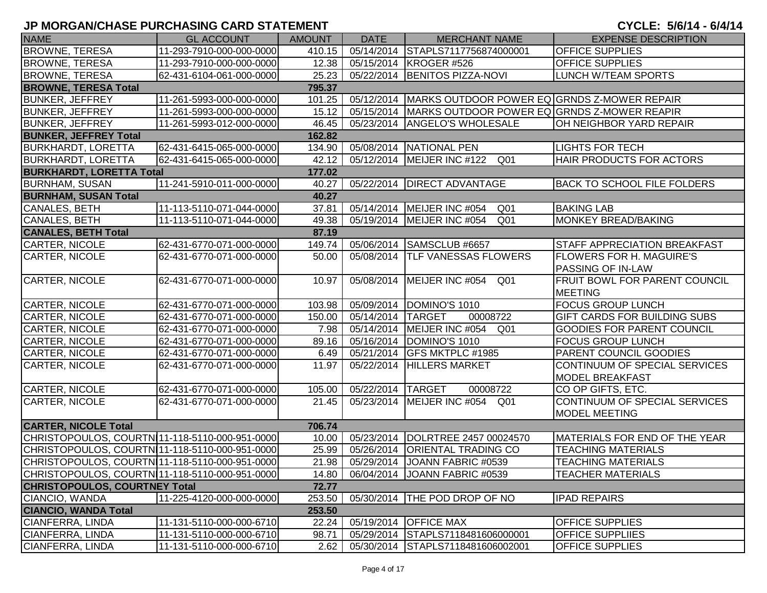# JP MORGAN/CHASE PURCHASING CARD STATEMENT

CYCLE: 5/6/14 - 6/4/14

| NAME | GL ACCOUNT | AMOUNT | DATE | MERCHANT NAME | EXPENSE DESCRIPTION |
|---|---|---|---|---|---|
| BROWNE, TERESA | 11-293-7910-000-000-0000 | 410.15 | 05/14/2014 | STAPLS7117756874000001 | OFFICE SUPPLIES |
| BROWNE, TERESA | 11-293-7910-000-000-0000 | 12.38 | 05/15/2014 | KROGER #526 | OFFICE SUPPLIES |
| BROWNE, TERESA | 62-431-6104-061-000-0000 | 25.23 | 05/22/2014 | BENITOS PIZZA-NOVI | LUNCH W/TEAM SPORTS |
| **BROWNE, TERESA Total** | | **795.37** | | | |
| BUNKER, JEFFREY | 11-261-5993-000-000-0000 | 101.25 | 05/12/2014 | MARKS OUTDOOR POWER EQ | GRNDS Z-MOWER REPAIR |
| BUNKER, JEFFREY | 11-261-5993-000-000-0000 | 15.12 | 05/15/2014 | MARKS OUTDOOR POWER EQ | GRNDS Z-MOWER REAPIR |
| BUNKER, JEFFREY | 11-261-5993-012-000-0000 | 46.45 | 05/23/2014 | ANGELO'S WHOLESALE | OH NEIGHBOR YARD REPAIR |
| **BUNKER, JEFFREY Total** | | **162.82** | | | |
| BURKHARDT, LORETTA | 62-431-6415-065-000-0000 | 134.90 | 05/08/2014 | NATIONAL PEN | LIGHTS FOR TECH |
| BURKHARDT, LORETTA | 62-431-6415-065-000-0000 | 42.12 | 05/12/2014 | MEIJER INC #122 Q01 | HAIR PRODUCTS FOR ACTORS |
| **BURKHARDT, LORETTA Total** | | **177.02** | | | |
| BURNHAM, SUSAN | 11-241-5910-011-000-0000 | 40.27 | 05/22/2014 | DIRECT ADVANTAGE | BACK TO SCHOOL FILE FOLDERS |
| **BURNHAM, SUSAN Total** | | **40.27** | | | |
| CANALES, BETH | 11-113-5110-071-044-0000 | 37.81 | 05/14/2014 | MEIJER INC #054 Q01 | BAKING LAB |
| CANALES, BETH | 11-113-5110-071-044-0000 | 49.38 | 05/19/2014 | MEIJER INC #054 Q01 | MONKEY BREAD/BAKING |
| **CANALES, BETH Total** | | **87.19** | | | |
| CARTER, NICOLE | 62-431-6770-071-000-0000 | 149.74 | 05/06/2014 | SAMSCLUB #6657 | STAFF APPRECIATION BREAKFAST |
| CARTER, NICOLE | 62-431-6770-071-000-0000 | 50.00 | 05/08/2014 | TLF VANESSAS FLOWERS | FLOWERS FOR H. MAGUIRE'S PASSING OF IN-LAW |
| CARTER, NICOLE | 62-431-6770-071-000-0000 | 10.97 | 05/08/2014 | MEIJER INC #054 Q01 | FRUIT BOWL FOR PARENT COUNCIL MEETING |
| CARTER, NICOLE | 62-431-6770-071-000-0000 | 103.98 | 05/09/2014 | DOMINO'S 1010 | FOCUS GROUP LUNCH |
| CARTER, NICOLE | 62-431-6770-071-000-0000 | 150.00 | 05/14/2014 | TARGET 00008722 | GIFT CARDS FOR BUILDING SUBS |
| CARTER, NICOLE | 62-431-6770-071-000-0000 | 7.98 | 05/14/2014 | MEIJER INC #054 Q01 | GOODIES FOR PARENT COUNCIL |
| CARTER, NICOLE | 62-431-6770-071-000-0000 | 89.16 | 05/16/2014 | DOMINO'S 1010 | FOCUS GROUP LUNCH |
| CARTER, NICOLE | 62-431-6770-071-000-0000 | 6.49 | 05/21/2014 | GFS MKTPLC #1985 | PARENT COUNCIL GOODIES |
| CARTER, NICOLE | 62-431-6770-071-000-0000 | 11.97 | 05/22/2014 | HILLERS MARKET | CONTINUUM OF SPECIAL SERVICES MODEL BREAKFAST |
| CARTER, NICOLE | 62-431-6770-071-000-0000 | 105.00 | 05/22/2014 | TARGET 00008722 | CO OP GIFTS, ETC. |
| CARTER, NICOLE | 62-431-6770-071-000-0000 | 21.45 | 05/23/2014 | MEIJER INC #054 Q01 | CONTINUUM OF SPECIAL SERVICES MODEL MEETING |
| **CARTER, NICOLE Total** | | **706.74** | | | |
| CHRISTOPOULOS, COURTNI | 11-118-5110-000-951-0000 | 10.00 | 05/23/2014 | DOLRTREE 2457 00024570 | MATERIALS FOR END OF THE YEAR |
| CHRISTOPOULOS, COURTNI | 11-118-5110-000-951-0000 | 25.99 | 05/26/2014 | ORIENTAL TRADING CO | TEACHING MATERIALS |
| CHRISTOPOULOS, COURTNI | 11-118-5110-000-951-0000 | 21.98 | 05/29/2014 | JOANN FABRIC #0539 | TEACHING MATERIALS |
| CHRISTOPOULOS, COURTNI | 11-118-5110-000-951-0000 | 14.80 | 06/04/2014 | JOANN FABRIC #0539 | TEACHER MATERIALS |
| **CHRISTOPOULOS, COURTNEY Total** | | **72.77** | | | |
| CIANCIO, WANDA | 11-225-4120-000-000-0000 | 253.50 | 05/30/2014 | THE POD DROP OF NO | IPAD REPAIRS |
| **CIANCIO, WANDA Total** | | **253.50** | | | |
| CIANFERRA, LINDA | 11-131-5110-000-000-6710 | 22.24 | 05/19/2014 | OFFICE MAX | OFFICE SUPPLIES |
| CIANFERRA, LINDA | 11-131-5110-000-000-6710 | 98.71 | 05/29/2014 | STAPLS7118481606000001 | OFFICE SUPPLIIES |
| CIANFERRA, LINDA | 11-131-5110-000-000-6710 | 2.62 | 05/30/2014 | STAPLS7118481606002001 | OFFICE SUPPLIES |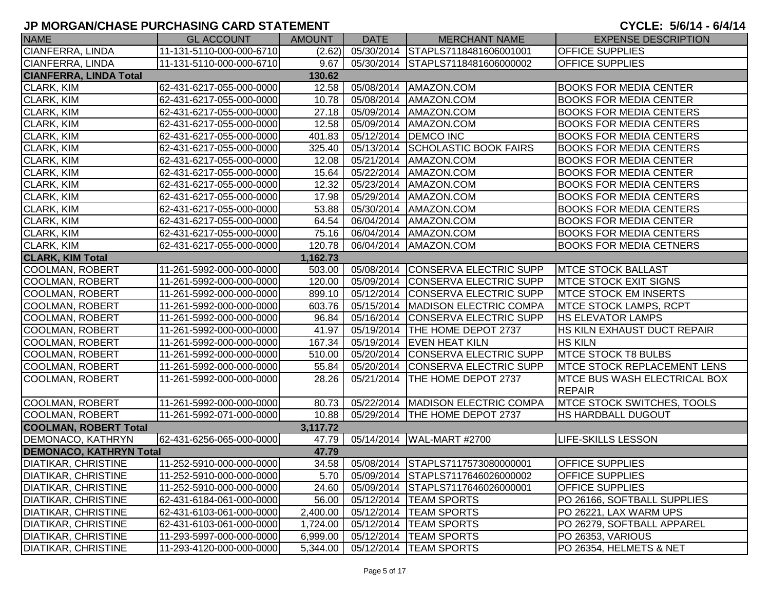# JP MORGAN/CHASE PURCHASING CARD STATEMENT

**CYCLE: 5/6/14 - 6/4/14**

| NAME | GL ACCOUNT | AMOUNT | DATE | MERCHANT NAME | EXPENSE DESCRIPTION |
|---|---|---|---|---|---|
| CIANFERRA, LINDA | 11-131-5110-000-000-6710 | (2.62) | 05/30/2014 | STAPLS7118481606001001 | OFFICE SUPPLIES |
| CIANFERRA, LINDA | 11-131-5110-000-000-6710 | 9.67 | 05/30/2014 | STAPLS7118481606000002 | OFFICE SUPPLIES |
| **CIANFERRA, LINDA Total** | | **130.62** | | | |
| CLARK, KIM | 62-431-6217-055-000-0000 | 12.58 | 05/08/2014 | AMAZON.COM | BOOKS FOR MEDIA CENTER |
| CLARK, KIM | 62-431-6217-055-000-0000 | 10.78 | 05/08/2014 | AMAZON.COM | BOOKS FOR MEDIA CENTER |
| CLARK, KIM | 62-431-6217-055-000-0000 | 27.18 | 05/09/2014 | AMAZON.COM | BOOKS FOR MEDIA CENTERS |
| CLARK, KIM | 62-431-6217-055-000-0000 | 12.58 | 05/09/2014 | AMAZON.COM | BOOKS FOR MEDIA CENTERS |
| CLARK, KIM | 62-431-6217-055-000-0000 | 401.83 | 05/12/2014 | DEMCO INC | BOOKS FOR MEDIA CENTERS |
| CLARK, KIM | 62-431-6217-055-000-0000 | 325.40 | 05/13/2014 | SCHOLASTIC BOOK FAIRS | BOOKS FOR MEDIA CENTERS |
| CLARK, KIM | 62-431-6217-055-000-0000 | 12.08 | 05/21/2014 | AMAZON.COM | BOOKS FOR MEDIA CENTER |
| CLARK, KIM | 62-431-6217-055-000-0000 | 15.64 | 05/22/2014 | AMAZON.COM | BOOKS FOR MEDIA CENTER |
| CLARK, KIM | 62-431-6217-055-000-0000 | 12.32 | 05/23/2014 | AMAZON.COM | BOOKS FOR MEDIA CENTERS |
| CLARK, KIM | 62-431-6217-055-000-0000 | 17.98 | 05/29/2014 | AMAZON.COM | BOOKS FOR MEDIA CENTERS |
| CLARK, KIM | 62-431-6217-055-000-0000 | 53.88 | 05/30/2014 | AMAZON.COM | BOOKS FOR MEDIA CENTERS |
| CLARK, KIM | 62-431-6217-055-000-0000 | 64.54 | 06/04/2014 | AMAZON.COM | BOOKS FOR MEDIA CENTER |
| CLARK, KIM | 62-431-6217-055-000-0000 | 75.16 | 06/04/2014 | AMAZON.COM | BOOKS FOR MEDIA CENTERS |
| CLARK, KIM | 62-431-6217-055-000-0000 | 120.78 | 06/04/2014 | AMAZON.COM | BOOKS FOR MEDIA CETNERS |
| **CLARK, KIM Total** | | **1,162.73** | | | |
| COOLMAN, ROBERT | 11-261-5992-000-000-0000 | 503.00 | 05/08/2014 | CONSERVA ELECTRIC SUPP | MTCE STOCK BALLAST |
| COOLMAN, ROBERT | 11-261-5992-000-000-0000 | 120.00 | 05/09/2014 | CONSERVA ELECTRIC SUPP | MTCE STOCK EXIT SIGNS |
| COOLMAN, ROBERT | 11-261-5992-000-000-0000 | 899.10 | 05/12/2014 | CONSERVA ELECTRIC SUPP | MTCE STOCK EM INSERTS |
| COOLMAN, ROBERT | 11-261-5992-000-000-0000 | 603.76 | 05/15/2014 | MADISON ELECTRIC COMPA | MTCE STOCK LAMPS, RCPT |
| COOLMAN, ROBERT | 11-261-5992-000-000-0000 | 96.84 | 05/16/2014 | CONSERVA ELECTRIC SUPP | HS ELEVATOR LAMPS |
| COOLMAN, ROBERT | 11-261-5992-000-000-0000 | 41.97 | 05/19/2014 | THE HOME DEPOT 2737 | HS KILN EXHAUST DUCT REPAIR |
| COOLMAN, ROBERT | 11-261-5992-000-000-0000 | 167.34 | 05/19/2014 | EVEN HEAT KILN | HS KILN |
| COOLMAN, ROBERT | 11-261-5992-000-000-0000 | 510.00 | 05/20/2014 | CONSERVA ELECTRIC SUPP | MTCE STOCK T8 BULBS |
| COOLMAN, ROBERT | 11-261-5992-000-000-0000 | 55.84 | 05/20/2014 | CONSERVA ELECTRIC SUPP | MTCE STOCK REPLACEMENT LENS |
| COOLMAN, ROBERT | 11-261-5992-000-000-0000 | 28.26 | 05/21/2014 | THE HOME DEPOT 2737 | MTCE BUS WASH ELECTRICAL BOX REPAIR |
| COOLMAN, ROBERT | 11-261-5992-000-000-0000 | 80.73 | 05/22/2014 | MADISON ELECTRIC COMPA | MTCE STOCK SWITCHES, TOOLS |
| COOLMAN, ROBERT | 11-261-5992-071-000-0000 | 10.88 | 05/29/2014 | THE HOME DEPOT 2737 | HS HARDBALL DUGOUT |
| **COOLMAN, ROBERT Total** | | **3,117.72** | | | |
| DEMONACO, KATHRYN | 62-431-6256-065-000-0000 | 47.79 | 05/14/2014 | WAL-MART #2700 | LIFE-SKILLS LESSON |
| **DEMONACO, KATHRYN Total** | | **47.79** | | | |
| DIATIKAR, CHRISTINE | 11-252-5910-000-000-0000 | 34.58 | 05/08/2014 | STAPLS7117573080000001 | OFFICE SUPPLIES |
| DIATIKAR, CHRISTINE | 11-252-5910-000-000-0000 | 5.70 | 05/09/2014 | STAPLS7117646026000002 | OFFICE SUPPLIES |
| DIATIKAR, CHRISTINE | 11-252-5910-000-000-0000 | 24.60 | 05/09/2014 | STAPLS7117646026000001 | OFFICE SUPPLIES |
| DIATIKAR, CHRISTINE | 62-431-6184-061-000-0000 | 56.00 | 05/12/2014 | TEAM SPORTS | PO 26166, SOFTBALL SUPPLIES |
| DIATIKAR, CHRISTINE | 62-431-6103-061-000-0000 | 2,400.00 | 05/12/2014 | TEAM SPORTS | PO 26221, LAX WARM UPS |
| DIATIKAR, CHRISTINE | 62-431-6103-061-000-0000 | 1,724.00 | 05/12/2014 | TEAM SPORTS | PO 26279, SOFTBALL APPAREL |
| DIATIKAR, CHRISTINE | 11-293-5997-000-000-0000 | 6,999.00 | 05/12/2014 | TEAM SPORTS | PO 26353, VARIOUS |
| DIATIKAR, CHRISTINE | 11-293-4120-000-000-0000 | 5,344.00 | 05/12/2014 | TEAM SPORTS | PO 26354, HELMETS & NET |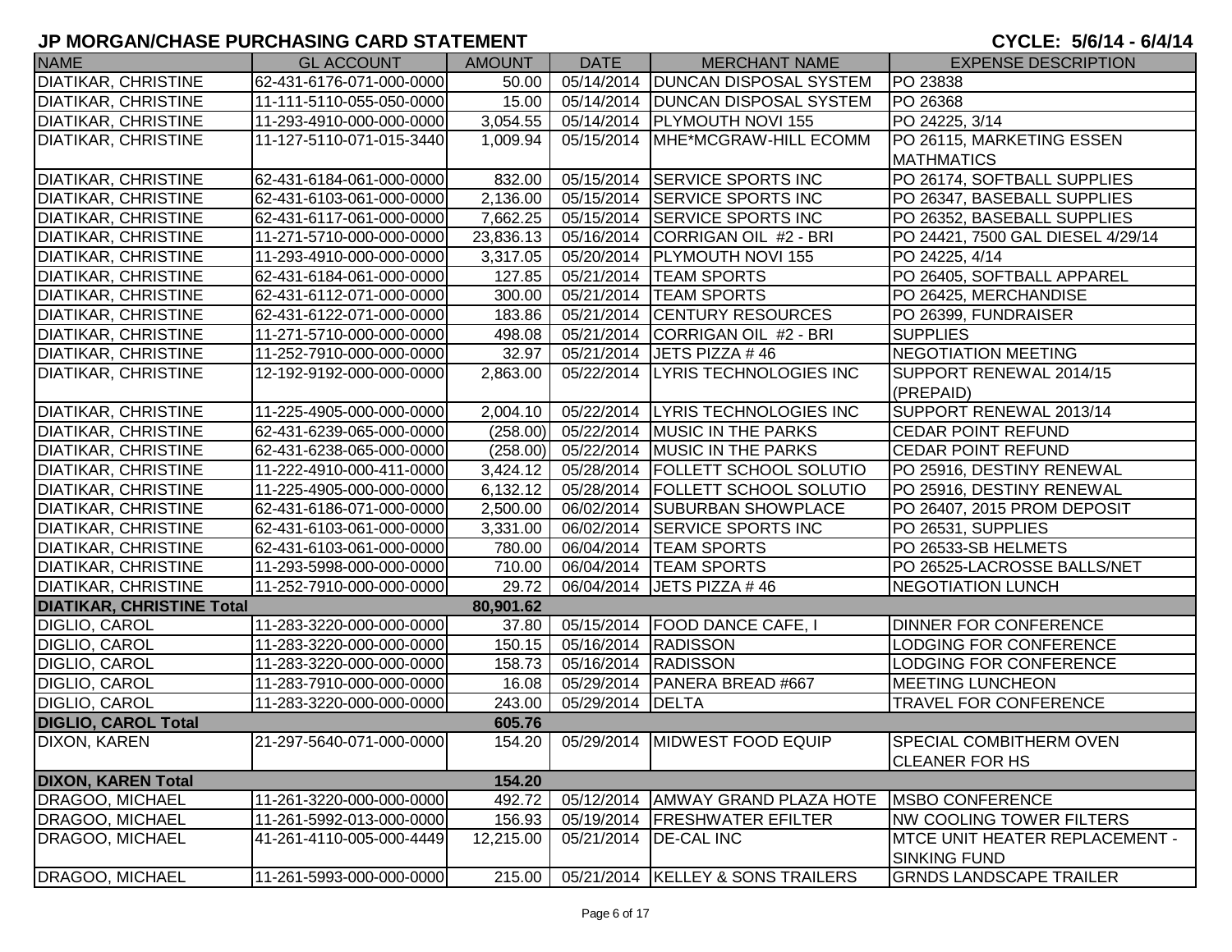# JP MORGAN/CHASE PURCHASING CARD STATEMENT

**CYCLE: 5/6/14 - 6/4/14**

| NAME | GL ACCOUNT | AMOUNT | DATE | MERCHANT NAME | EXPENSE DESCRIPTION |
|---|---|---|---|---|---|
| DIATIKAR, CHRISTINE | 62-431-6176-071-000-0000 | 50.00 | 05/14/2014 | DUNCAN DISPOSAL SYSTEM | PO 23838 |
| DIATIKAR, CHRISTINE | 11-111-5110-055-050-0000 | 15.00 | 05/14/2014 | DUNCAN DISPOSAL SYSTEM | PO 26368 |
| DIATIKAR, CHRISTINE | 11-293-4910-000-000-0000 | 3,054.55 | 05/14/2014 | PLYMOUTH NOVI 155 | PO 24225, 3/14 |
| DIATIKAR, CHRISTINE | 11-127-5110-071-015-3440 | 1,009.94 | 05/15/2014 | MHE*MCGRAW-HILL ECOMM | PO 26115, MARKETING ESSEN MATHMATICS |
| DIATIKAR, CHRISTINE | 62-431-6184-061-000-0000 | 832.00 | 05/15/2014 | SERVICE SPORTS INC | PO 26174, SOFTBALL SUPPLIES |
| DIATIKAR, CHRISTINE | 62-431-6103-061-000-0000 | 2,136.00 | 05/15/2014 | SERVICE SPORTS INC | PO 26347, BASEBALL SUPPLIES |
| DIATIKAR, CHRISTINE | 62-431-6117-061-000-0000 | 7,662.25 | 05/15/2014 | SERVICE SPORTS INC | PO 26352, BASEBALL SUPPLIES |
| DIATIKAR, CHRISTINE | 11-271-5710-000-000-0000 | 23,836.13 | 05/16/2014 | CORRIGAN OIL #2 - BRI | PO 24421, 7500 GAL DIESEL 4/29/14 |
| DIATIKAR, CHRISTINE | 11-293-4910-000-000-0000 | 3,317.05 | 05/20/2014 | PLYMOUTH NOVI 155 | PO 24225, 4/14 |
| DIATIKAR, CHRISTINE | 62-431-6184-061-000-0000 | 127.85 | 05/21/2014 | TEAM SPORTS | PO 26405, SOFTBALL APPAREL |
| DIATIKAR, CHRISTINE | 62-431-6112-071-000-0000 | 300.00 | 05/21/2014 | TEAM SPORTS | PO 26425, MERCHANDISE |
| DIATIKAR, CHRISTINE | 62-431-6122-071-000-0000 | 183.86 | 05/21/2014 | CENTURY RESOURCES | PO 26399, FUNDRAISER |
| DIATIKAR, CHRISTINE | 11-271-5710-000-000-0000 | 498.08 | 05/21/2014 | CORRIGAN OIL #2 - BRI | SUPPLIES |
| DIATIKAR, CHRISTINE | 11-252-7910-000-000-0000 | 32.97 | 05/21/2014 | JETS PIZZA # 46 | NEGOTIATION MEETING |
| DIATIKAR, CHRISTINE | 12-192-9192-000-000-0000 | 2,863.00 | 05/22/2014 | LYRIS TECHNOLOGIES INC | SUPPORT RENEWAL 2014/15 (PREPAID) |
| DIATIKAR, CHRISTINE | 11-225-4905-000-000-0000 | 2,004.10 | 05/22/2014 | LYRIS TECHNOLOGIES INC | SUPPORT RENEWAL 2013/14 |
| DIATIKAR, CHRISTINE | 62-431-6239-065-000-0000 | (258.00) | 05/22/2014 | MUSIC IN THE PARKS | CEDAR POINT REFUND |
| DIATIKAR, CHRISTINE | 62-431-6238-065-000-0000 | (258.00) | 05/22/2014 | MUSIC IN THE PARKS | CEDAR POINT REFUND |
| DIATIKAR, CHRISTINE | 11-222-4910-000-411-0000 | 3,424.12 | 05/28/2014 | FOLLETT SCHOOL SOLUTIO | PO 25916, DESTINY RENEWAL |
| DIATIKAR, CHRISTINE | 11-225-4905-000-000-0000 | 6,132.12 | 05/28/2014 | FOLLETT SCHOOL SOLUTIO | PO 25916, DESTINY RENEWAL |
| DIATIKAR, CHRISTINE | 62-431-6186-071-000-0000 | 2,500.00 | 06/02/2014 | SUBURBAN SHOWPLACE | PO 26407, 2015 PROM DEPOSIT |
| DIATIKAR, CHRISTINE | 62-431-6103-061-000-0000 | 3,331.00 | 06/02/2014 | SERVICE SPORTS INC | PO 26531, SUPPLIES |
| DIATIKAR, CHRISTINE | 62-431-6103-061-000-0000 | 780.00 | 06/04/2014 | TEAM SPORTS | PO 26533-SB HELMETS |
| DIATIKAR, CHRISTINE | 11-293-5998-000-000-0000 | 710.00 | 06/04/2014 | TEAM SPORTS | PO 26525-LACROSSE BALLS/NET |
| DIATIKAR, CHRISTINE | 11-252-7910-000-000-0000 | 29.72 | 06/04/2014 | JETS PIZZA # 46 | NEGOTIATION LUNCH |
| **DIATIKAR, CHRISTINE Total** | | **80,901.62** | | | |
| DIGLIO, CAROL | 11-283-3220-000-000-0000 | 37.80 | 05/15/2014 | FOOD DANCE CAFE, I | DINNER FOR CONFERENCE |
| DIGLIO, CAROL | 11-283-3220-000-000-0000 | 150.15 | 05/16/2014 | RADISSON | LODGING FOR CONFERENCE |
| DIGLIO, CAROL | 11-283-3220-000-000-0000 | 158.73 | 05/16/2014 | RADISSON | LODGING FOR CONFERENCE |
| DIGLIO, CAROL | 11-283-7910-000-000-0000 | 16.08 | 05/29/2014 | PANERA BREAD #667 | MEETING LUNCHEON |
| DIGLIO, CAROL | 11-283-3220-000-000-0000 | 243.00 | 05/29/2014 | DELTA | TRAVEL FOR CONFERENCE |
| **DIGLIO, CAROL Total** | | **605.76** | | | |
| DIXON, KAREN | 21-297-5640-071-000-0000 | 154.20 | 05/29/2014 | MIDWEST FOOD EQUIP | SPECIAL COMBITHERM OVEN CLEANER FOR HS |
| **DIXON, KAREN Total** | | **154.20** | | | |
| DRAGOO, MICHAEL | 11-261-3220-000-000-0000 | 492.72 | 05/12/2014 | AMWAY GRAND PLAZA HOTE | MSBO CONFERENCE |
| DRAGOO, MICHAEL | 11-261-5992-013-000-0000 | 156.93 | 05/19/2014 | FRESHWATER EFILTER | NW COOLING TOWER FILTERS |
| DRAGOO, MICHAEL | 41-261-4110-005-000-4449 | 12,215.00 | 05/21/2014 | DE-CAL INC | MTCE UNIT HEATER REPLACEMENT - SINKING FUND |
| DRAGOO, MICHAEL | 11-261-5993-000-000-0000 | 215.00 | 05/21/2014 | KELLEY & SONS TRAILERS | GRNDS LANDSCAPE TRAILER |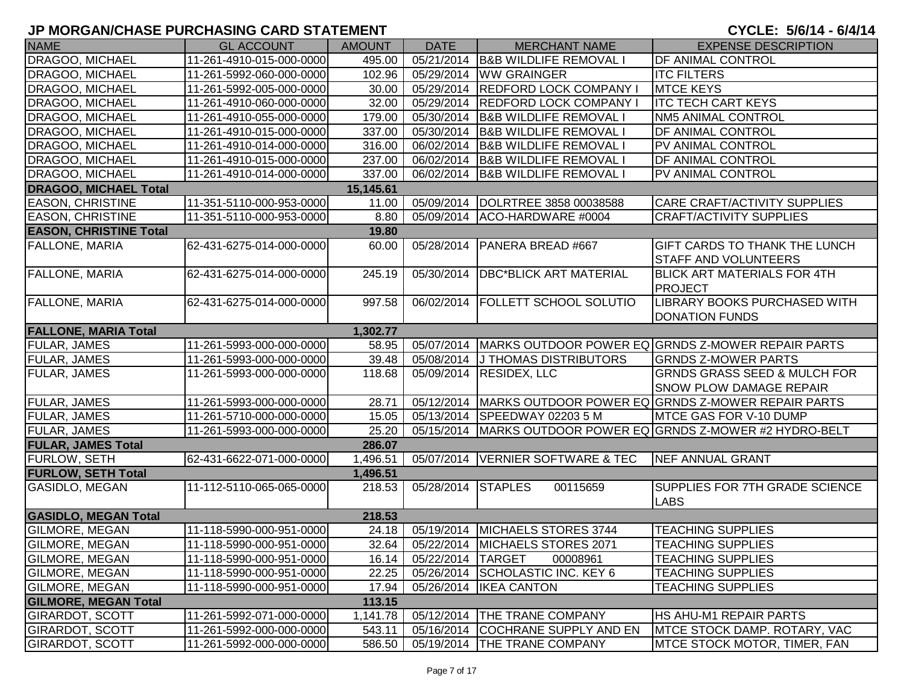# JP MORGAN/CHASE PURCHASING CARD STATEMENT

**CYCLE: 5/6/14 - 6/4/14**

| NAME | GL ACCOUNT | AMOUNT | DATE | MERCHANT NAME | EXPENSE DESCRIPTION |
|---|---|---|---|---|---|
| DRAGOO, MICHAEL | 11-261-4910-015-000-0000 | 495.00 | 05/21/2014 | B&B WILDLIFE REMOVAL I | DF ANIMAL CONTROL |
| DRAGOO, MICHAEL | 11-261-5992-060-000-0000 | 102.96 | 05/29/2014 | WW GRAINGER | ITC FILTERS |
| DRAGOO, MICHAEL | 11-261-5992-005-000-0000 | 30.00 | 05/29/2014 | REDFORD LOCK COMPANY I | MTCE KEYS |
| DRAGOO, MICHAEL | 11-261-4910-060-000-0000 | 32.00 | 05/29/2014 | REDFORD LOCK COMPANY I | ITC TECH CART KEYS |
| DRAGOO, MICHAEL | 11-261-4910-055-000-0000 | 179.00 | 05/30/2014 | B&B WILDLIFE REMOVAL I | NM5 ANIMAL CONTROL |
| DRAGOO, MICHAEL | 11-261-4910-015-000-0000 | 337.00 | 05/30/2014 | B&B WILDLIFE REMOVAL I | DF ANIMAL CONTROL |
| DRAGOO, MICHAEL | 11-261-4910-014-000-0000 | 316.00 | 06/02/2014 | B&B WILDLIFE REMOVAL I | PV ANIMAL CONTROL |
| DRAGOO, MICHAEL | 11-261-4910-015-000-0000 | 237.00 | 06/02/2014 | B&B WILDLIFE REMOVAL I | DF ANIMAL CONTROL |
| DRAGOO, MICHAEL | 11-261-4910-014-000-0000 | 337.00 | 06/02/2014 | B&B WILDLIFE REMOVAL I | PV ANIMAL CONTROL |
| **DRAGOO, MICHAEL Total** | | **15,145.61** | | | |
| EASON, CHRISTINE | 11-351-5110-000-953-0000 | 11.00 | 05/09/2014 | DOLRTREE 3858 00038588 | CARE CRAFT/ACTIVITY SUPPLIES |
| EASON, CHRISTINE | 11-351-5110-000-953-0000 | 8.80 | 05/09/2014 | ACO-HARDWARE #0004 | CRAFT/ACTIVITY SUPPLIES |
| **EASON, CHRISTINE Total** | | **19.80** | | | |
| FALLONE, MARIA | 62-431-6275-014-000-0000 | 60.00 | 05/28/2014 | PANERA BREAD #667 | GIFT CARDS TO THANK THE LUNCH STAFF AND VOLUNTEERS |
| FALLONE, MARIA | 62-431-6275-014-000-0000 | 245.19 | 05/30/2014 | DBC*BLICK ART MATERIAL | BLICK ART MATERIALS FOR 4TH PROJECT |
| FALLONE, MARIA | 62-431-6275-014-000-0000 | 997.58 | 06/02/2014 | FOLLETT SCHOOL SOLUTIO | LIBRARY BOOKS PURCHASED WITH DONATION FUNDS |
| **FALLONE, MARIA Total** | | **1,302.77** | | | |
| FULAR, JAMES | 11-261-5993-000-000-0000 | 58.95 | 05/07/2014 | MARKS OUTDOOR POWER EQ | GRNDS Z-MOWER REPAIR PARTS |
| FULAR, JAMES | 11-261-5993-000-000-0000 | 39.48 | 05/08/2014 | J THOMAS DISTRIBUTORS | GRNDS Z-MOWER PARTS |
| FULAR, JAMES | 11-261-5993-000-000-0000 | 118.68 | 05/09/2014 | RESIDEX, LLC | GRNDS GRASS SEED & MULCH FOR SNOW PLOW DAMAGE REPAIR |
| FULAR, JAMES | 11-261-5993-000-000-0000 | 28.71 | 05/12/2014 | MARKS OUTDOOR POWER EQ | GRNDS Z-MOWER REPAIR PARTS |
| FULAR, JAMES | 11-261-5710-000-000-0000 | 15.05 | 05/13/2014 | SPEEDWAY 02203 5 M | MTCE GAS FOR V-10 DUMP |
| FULAR, JAMES | 11-261-5993-000-000-0000 | 25.20 | 05/15/2014 | MARKS OUTDOOR POWER EQ | GRNDS Z-MOWER #2 HYDRO-BELT |
| **FULAR, JAMES Total** | | **286.07** | | | |
| FURLOW, SETH | 62-431-6622-071-000-0000 | 1,496.51 | 05/07/2014 | VERNIER SOFTWARE & TEC | NEF ANNUAL GRANT |
| **FURLOW, SETH Total** | | **1,496.51** | | | |
| GASIDLO, MEGAN | 11-112-5110-065-065-0000 | 218.53 | 05/28/2014 | STAPLES 00115659 | SUPPLIES FOR 7TH GRADE SCIENCE LABS |
| **GASIDLO, MEGAN Total** | | **218.53** | | | |
| GILMORE, MEGAN | 11-118-5990-000-951-0000 | 24.18 | 05/19/2014 | MICHAELS STORES 3744 | TEACHING SUPPLIES |
| GILMORE, MEGAN | 11-118-5990-000-951-0000 | 32.64 | 05/22/2014 | MICHAELS STORES 2071 | TEACHING SUPPLIES |
| GILMORE, MEGAN | 11-118-5990-000-951-0000 | 16.14 | 05/22/2014 | TARGET 00008961 | TEACHING SUPPLIES |
| GILMORE, MEGAN | 11-118-5990-000-951-0000 | 22.25 | 05/26/2014 | SCHOLASTIC INC. KEY 6 | TEACHING SUPPLIES |
| GILMORE, MEGAN | 11-118-5990-000-951-0000 | 17.94 | 05/26/2014 | IKEA CANTON | TEACHING SUPPLIES |
| **GILMORE, MEGAN Total** | | **113.15** | | | |
| GIRARDOT, SCOTT | 11-261-5992-071-000-0000 | 1,141.78 | 05/12/2014 | THE TRANE COMPANY | HS AHU-M1 REPAIR PARTS |
| GIRARDOT, SCOTT | 11-261-5992-000-000-0000 | 543.11 | 05/16/2014 | COCHRANE SUPPLY AND EN | MTCE STOCK DAMP. ROTARY, VAC |
| GIRARDOT, SCOTT | 11-261-5992-000-000-0000 | 586.50 | 05/19/2014 | THE TRANE COMPANY | MTCE STOCK MOTOR, TIMER, FAN |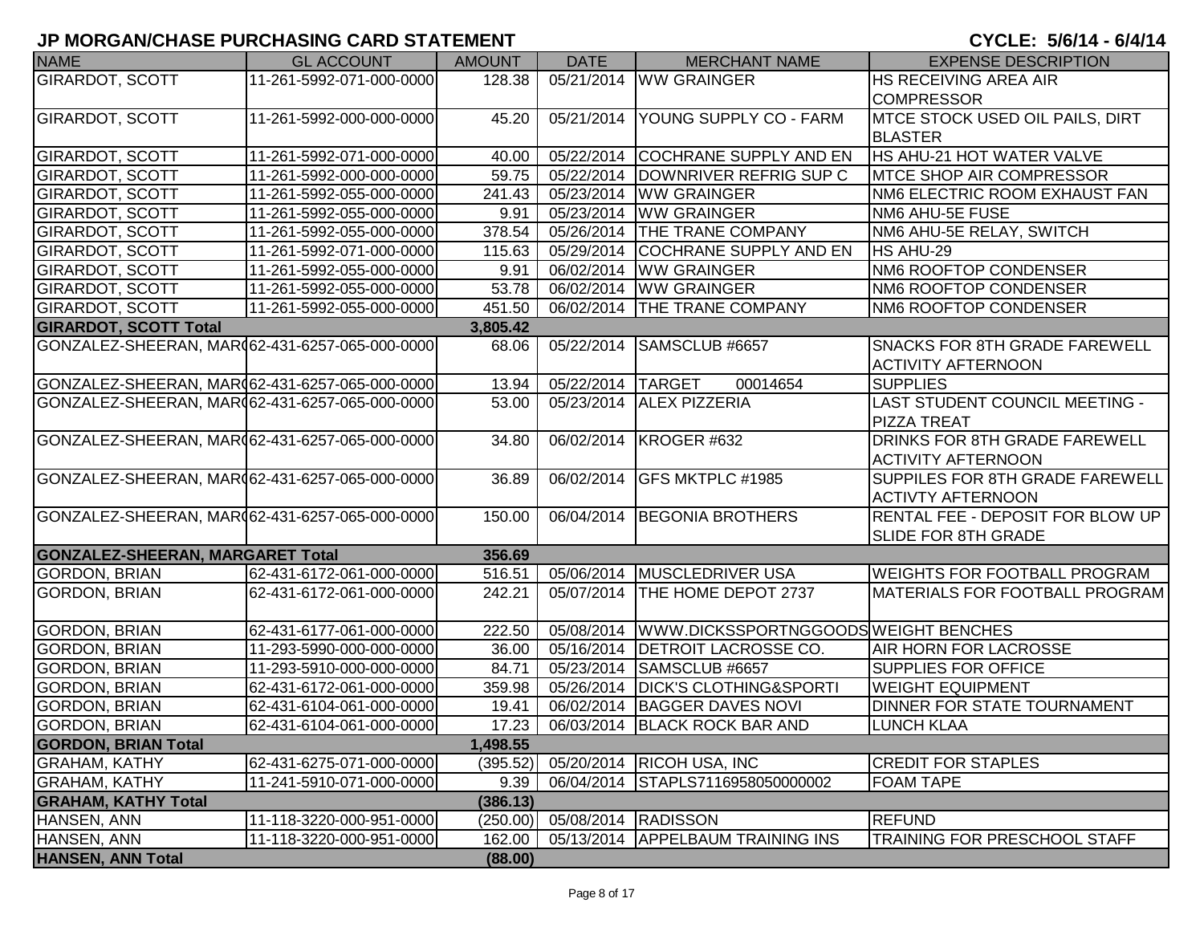# JP MORGAN/CHASE PURCHASING CARD STATEMENT

CYCLE: 5/6/14 - 6/4/14

| NAME | GL ACCOUNT | AMOUNT | DATE | MERCHANT NAME | EXPENSE DESCRIPTION |
|---|---|---|---|---|---|
| GIRARDOT, SCOTT | 11-261-5992-071-000-0000 | 128.38 | 05/21/2014 | WW GRAINGER | HS RECEIVING AREA AIR COMPRESSOR |
| GIRARDOT, SCOTT | 11-261-5992-000-000-0000 | 45.20 | 05/21/2014 | YOUNG SUPPLY CO - FARM | MTCE STOCK USED OIL PAILS, DIRT BLASTER |
| GIRARDOT, SCOTT | 11-261-5992-071-000-0000 | 40.00 | 05/22/2014 | COCHRANE SUPPLY AND EN | HS AHU-21 HOT WATER VALVE |
| GIRARDOT, SCOTT | 11-261-5992-000-000-0000 | 59.75 | 05/22/2014 | DOWNRIVER REFRIG SUP C | MTCE SHOP AIR COMPRESSOR |
| GIRARDOT, SCOTT | 11-261-5992-055-000-0000 | 241.43 | 05/23/2014 | WW GRAINGER | NM6 ELECTRIC ROOM EXHAUST FAN |
| GIRARDOT, SCOTT | 11-261-5992-055-000-0000 | 9.91 | 05/23/2014 | WW GRAINGER | NM6 AHU-5E FUSE |
| GIRARDOT, SCOTT | 11-261-5992-055-000-0000 | 378.54 | 05/26/2014 | THE TRANE COMPANY | NM6 AHU-5E RELAY, SWITCH |
| GIRARDOT, SCOTT | 11-261-5992-071-000-0000 | 115.63 | 05/29/2014 | COCHRANE SUPPLY AND EN | HS AHU-29 |
| GIRARDOT, SCOTT | 11-261-5992-055-000-0000 | 9.91 | 06/02/2014 | WW GRAINGER | NM6 ROOFTOP CONDENSER |
| GIRARDOT, SCOTT | 11-261-5992-055-000-0000 | 53.78 | 06/02/2014 | WW GRAINGER | NM6 ROOFTOP CONDENSER |
| GIRARDOT, SCOTT | 11-261-5992-055-000-0000 | 451.50 | 06/02/2014 | THE TRANE COMPANY | NM6 ROOFTOP CONDENSER |
| **GIRARDOT, SCOTT Total** | | **3,805.42** | | | |
| GONZALEZ-SHEERAN, MAR( | 62-431-6257-065-000-0000 | 68.06 | 05/22/2014 | SAMSCLUB #6657 | SNACKS FOR 8TH GRADE FAREWELL ACTIVITY AFTERNOON |
| GONZALEZ-SHEERAN, MAR( | 62-431-6257-065-000-0000 | 13.94 | 05/22/2014 | TARGET 00014654 | SUPPLIES |
| GONZALEZ-SHEERAN, MAR( | 62-431-6257-065-000-0000 | 53.00 | 05/23/2014 | ALEX PIZZERIA | LAST STUDENT COUNCIL MEETING - PIZZA TREAT |
| GONZALEZ-SHEERAN, MAR( | 62-431-6257-065-000-0000 | 34.80 | 06/02/2014 | KROGER #632 | DRINKS FOR 8TH GRADE FAREWELL ACTIVITY AFTERNOON |
| GONZALEZ-SHEERAN, MAR( | 62-431-6257-065-000-0000 | 36.89 | 06/02/2014 | GFS MKTPLC #1985 | SUPPILES FOR 8TH GRADE FAREWELL ACTIVTY AFTERNOON |
| GONZALEZ-SHEERAN, MAR( | 62-431-6257-065-000-0000 | 150.00 | 06/04/2014 | BEGONIA BROTHERS | RENTAL FEE - DEPOSIT FOR BLOW UP SLIDE FOR 8TH GRADE |
| **GONZALEZ-SHEERAN, MARGARET Total** | | **356.69** | | | |
| GORDON, BRIAN | 62-431-6172-061-000-0000 | 516.51 | 05/06/2014 | MUSCLEDRIVER USA | WEIGHTS FOR FOOTBALL PROGRAM |
| GORDON, BRIAN | 62-431-6172-061-000-0000 | 242.21 | 05/07/2014 | THE HOME DEPOT 2737 | MATERIALS FOR FOOTBALL PROGRAM |
| GORDON, BRIAN | 62-431-6177-061-000-0000 | 222.50 | 05/08/2014 | WWW.DICKSSPORTNGGOODS | WEIGHT BENCHES |
| GORDON, BRIAN | 11-293-5990-000-000-0000 | 36.00 | 05/16/2014 | DETROIT LACROSSE CO. | AIR HORN FOR LACROSSE |
| GORDON, BRIAN | 11-293-5910-000-000-0000 | 84.71 | 05/23/2014 | SAMSCLUB #6657 | SUPPLIES FOR OFFICE |
| GORDON, BRIAN | 62-431-6172-061-000-0000 | 359.98 | 05/26/2014 | DICK'S CLOTHING&SPORTI | WEIGHT EQUIPMENT |
| GORDON, BRIAN | 62-431-6104-061-000-0000 | 19.41 | 06/02/2014 | BAGGER DAVES NOVI | DINNER FOR STATE TOURNAMENT |
| GORDON, BRIAN | 62-431-6104-061-000-0000 | 17.23 | 06/03/2014 | BLACK ROCK BAR AND | LUNCH KLAA |
| **GORDON, BRIAN Total** | | **1,498.55** | | | |
| GRAHAM, KATHY | 62-431-6275-071-000-0000 | (395.52) | 05/20/2014 | RICOH USA, INC | CREDIT FOR STAPLES |
| GRAHAM, KATHY | 11-241-5910-071-000-0000 | 9.39 | 06/04/2014 | STAPLS7116958050000002 | FOAM TAPE |
| **GRAHAM, KATHY Total** | | **(386.13)** | | | |
| HANSEN, ANN | 11-118-3220-000-951-0000 | (250.00) | 05/08/2014 | RADISSON | REFUND |
| HANSEN, ANN | 11-118-3220-000-951-0000 | 162.00 | 05/13/2014 | APPELBAUM TRAINING INS | TRAINING FOR PRESCHOOL STAFF |
| **HANSEN, ANN Total** | | **(88.00)** | | | |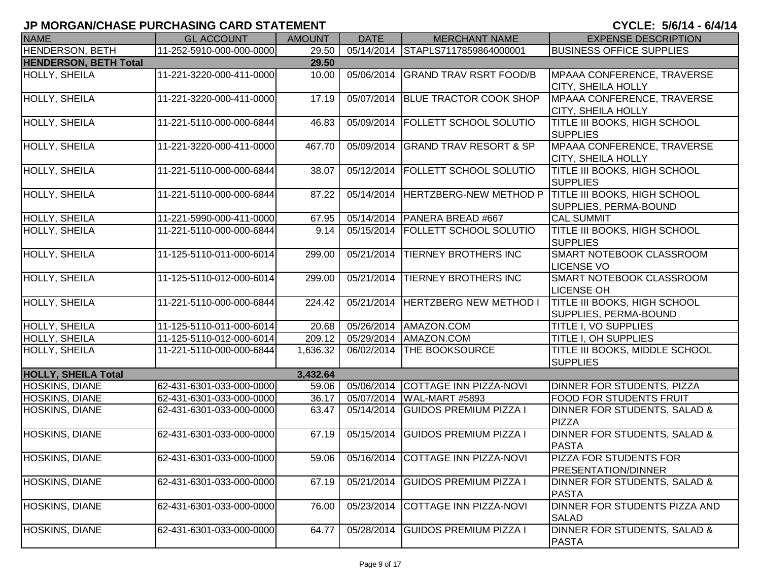# JP MORGAN/CHASE PURCHASING CARD STATEMENT

**CYCLE: 5/6/14 - 6/4/14**

| NAME | GL ACCOUNT | AMOUNT | DATE | MERCHANT NAME | EXPENSE DESCRIPTION |
|---|---|---|---|---|---|
| HENDERSON, BETH | 11-252-5910-000-000-0000 | 29.50 | 05/14/2014 | STAPLS7117859864000001 | BUSINESS OFFICE SUPPLIES |
| **HENDERSON, BETH Total** | | **29.50** | | | |
| HOLLY, SHEILA | 11-221-3220-000-411-0000 | 10.00 | 05/06/2014 | GRAND TRAV RSRT FOOD/B | MPAAA CONFERENCE, TRAVERSE CITY, SHEILA HOLLY |
| HOLLY, SHEILA | 11-221-3220-000-411-0000 | 17.19 | 05/07/2014 | BLUE TRACTOR COOK SHOP | MPAAA CONFERENCE, TRAVERSE CITY, SHEILA HOLLY |
| HOLLY, SHEILA | 11-221-5110-000-000-6844 | 46.83 | 05/09/2014 | FOLLETT SCHOOL SOLUTIO | TITLE III BOOKS, HIGH SCHOOL SUPPLIES |
| HOLLY, SHEILA | 11-221-3220-000-411-0000 | 467.70 | 05/09/2014 | GRAND TRAV RESORT & SP | MPAAA CONFERENCE, TRAVERSE CITY, SHEILA HOLLY |
| HOLLY, SHEILA | 11-221-5110-000-000-6844 | 38.07 | 05/12/2014 | FOLLETT SCHOOL SOLUTIO | TITLE III BOOKS, HIGH SCHOOL SUPPLIES |
| HOLLY, SHEILA | 11-221-5110-000-000-6844 | 87.22 | 05/14/2014 | HERTZBERG-NEW METHOD P | TITLE III BOOKS, HIGH SCHOOL SUPPLIES, PERMA-BOUND |
| HOLLY, SHEILA | 11-221-5990-000-411-0000 | 67.95 | 05/14/2014 | PANERA BREAD #667 | CAL SUMMIT |
| HOLLY, SHEILA | 11-221-5110-000-000-6844 | 9.14 | 05/15/2014 | FOLLETT SCHOOL SOLUTIO | TITLE III BOOKS, HIGH SCHOOL SUPPLIES |
| HOLLY, SHEILA | 11-125-5110-011-000-6014 | 299.00 | 05/21/2014 | TIERNEY BROTHERS INC | SMART NOTEBOOK CLASSROOM LICENSE VO |
| HOLLY, SHEILA | 11-125-5110-012-000-6014 | 299.00 | 05/21/2014 | TIERNEY BROTHERS INC | SMART NOTEBOOK CLASSROOM LICENSE OH |
| HOLLY, SHEILA | 11-221-5110-000-000-6844 | 224.42 | 05/21/2014 | HERTZBERG NEW METHOD I | TITLE III BOOKS, HIGH SCHOOL SUPPLIES, PERMA-BOUND |
| HOLLY, SHEILA | 11-125-5110-011-000-6014 | 20.68 | 05/26/2014 | AMAZON.COM | TITLE I, VO SUPPLIES |
| HOLLY, SHEILA | 11-125-5110-012-000-6014 | 209.12 | 05/29/2014 | AMAZON.COM | TITLE I, OH SUPPLIES |
| HOLLY, SHEILA | 11-221-5110-000-000-6844 | 1,636.32 | 06/02/2014 | THE BOOKSOURCE | TITLE III BOOKS, MIDDLE SCHOOL SUPPLIES |
| **HOLLY, SHEILA Total** | | **3,432.64** | | | |
| HOSKINS, DIANE | 62-431-6301-033-000-0000 | 59.06 | 05/06/2014 | COTTAGE INN PIZZA-NOVI | DINNER FOR STUDENTS, PIZZA |
| HOSKINS, DIANE | 62-431-6301-033-000-0000 | 36.17 | 05/07/2014 | WAL-MART #5893 | FOOD FOR STUDENTS FRUIT |
| HOSKINS, DIANE | 62-431-6301-033-000-0000 | 63.47 | 05/14/2014 | GUIDOS PREMIUM PIZZA I | DINNER FOR STUDENTS, SALAD & PIZZA |
| HOSKINS, DIANE | 62-431-6301-033-000-0000 | 67.19 | 05/15/2014 | GUIDOS PREMIUM PIZZA I | DINNER FOR STUDENTS, SALAD & PASTA |
| HOSKINS, DIANE | 62-431-6301-033-000-0000 | 59.06 | 05/16/2014 | COTTAGE INN PIZZA-NOVI | PIZZA FOR STUDENTS FOR PRESENTATION/DINNER |
| HOSKINS, DIANE | 62-431-6301-033-000-0000 | 67.19 | 05/21/2014 | GUIDOS PREMIUM PIZZA I | DINNER FOR STUDENTS, SALAD & PASTA |
| HOSKINS, DIANE | 62-431-6301-033-000-0000 | 76.00 | 05/23/2014 | COTTAGE INN PIZZA-NOVI | DINNER FOR STUDENTS PIZZA AND SALAD |
| HOSKINS, DIANE | 62-431-6301-033-000-0000 | 64.77 | 05/28/2014 | GUIDOS PREMIUM PIZZA I | DINNER FOR STUDENTS, SALAD & PASTA |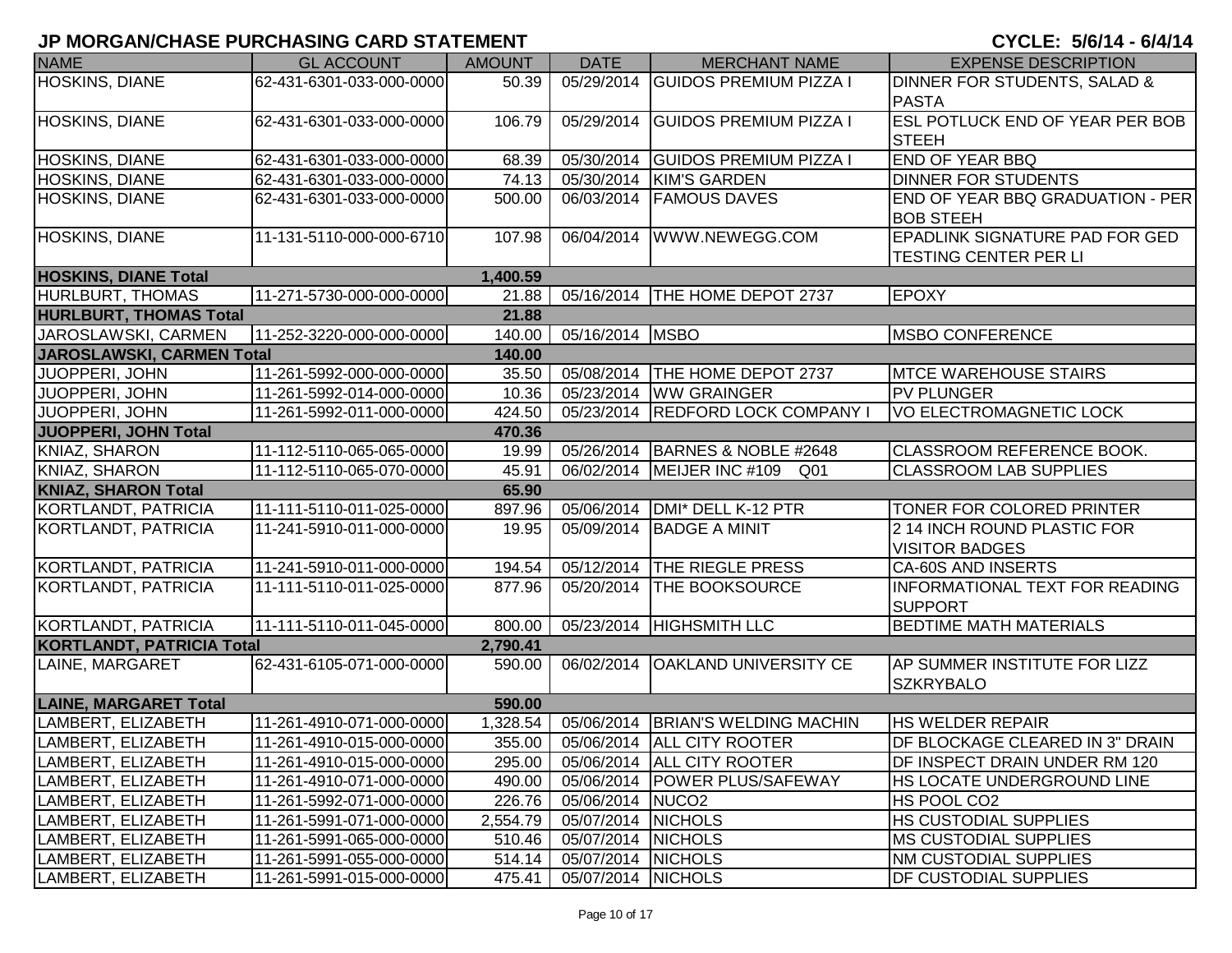# JP MORGAN/CHASE PURCHASING CARD STATEMENT

**CYCLE: 5/6/14 - 6/4/14**

| NAME | GL ACCOUNT | AMOUNT | DATE | MERCHANT NAME | EXPENSE DESCRIPTION |
|---|---|---|---|---|---|
| HOSKINS, DIANE | 62-431-6301-033-000-0000 | 50.39 | 05/29/2014 | GUIDOS PREMIUM PIZZA I | DINNER FOR STUDENTS, SALAD & PASTA |
| HOSKINS, DIANE | 62-431-6301-033-000-0000 | 106.79 | 05/29/2014 | GUIDOS PREMIUM PIZZA I | ESL POTLUCK END OF YEAR PER BOB STEEH |
| HOSKINS, DIANE | 62-431-6301-033-000-0000 | 68.39 | 05/30/2014 | GUIDOS PREMIUM PIZZA I | END OF YEAR BBQ |
| HOSKINS, DIANE | 62-431-6301-033-000-0000 | 74.13 | 05/30/2014 | KIM'S GARDEN | DINNER FOR STUDENTS |
| HOSKINS, DIANE | 62-431-6301-033-000-0000 | 500.00 | 06/03/2014 | FAMOUS DAVES | END OF YEAR BBQ GRADUATION - PER BOB STEEH |
| HOSKINS, DIANE | 11-131-5110-000-000-6710 | 107.98 | 06/04/2014 | WWW.NEWEGG.COM | EPADLINK SIGNATURE PAD FOR GED TESTING CENTER PER LI |
| **HOSKINS, DIANE Total** | | **1,400.59** | | | |
| HURLBURT, THOMAS | 11-271-5730-000-000-0000 | 21.88 | 05/16/2014 | THE HOME DEPOT 2737 | EPOXY |
| **HURLBURT, THOMAS Total** | | **21.88** | | | |
| JAROSLAWSKI, CARMEN | 11-252-3220-000-000-0000 | 140.00 | 05/16/2014 | MSBO | MSBO CONFERENCE |
| **JAROSLAWSKI, CARMEN Total** | | **140.00** | | | |
| JUOPPERI, JOHN | 11-261-5992-000-000-0000 | 35.50 | 05/08/2014 | THE HOME DEPOT 2737 | MTCE WAREHOUSE STAIRS |
| JUOPPERI, JOHN | 11-261-5992-014-000-0000 | 10.36 | 05/23/2014 | WW GRAINGER | PV PLUNGER |
| JUOPPERI, JOHN | 11-261-5992-011-000-0000 | 424.50 | 05/23/2014 | REDFORD LOCK COMPANY I | VO ELECTROMAGNETIC LOCK |
| **JUOPPERI, JOHN Total** | | **470.36** | | | |
| KNIAZ, SHARON | 11-112-5110-065-065-0000 | 19.99 | 05/26/2014 | BARNES & NOBLE #2648 | CLASSROOM REFERENCE BOOK. |
| KNIAZ, SHARON | 11-112-5110-065-070-0000 | 45.91 | 06/02/2014 | MEIJER INC #109 Q01 | CLASSROOM LAB SUPPLIES |
| **KNIAZ, SHARON Total** | | **65.90** | | | |
| KORTLANDT, PATRICIA | 11-111-5110-011-025-0000 | 897.96 | 05/06/2014 | DMI* DELL K-12 PTR | TONER FOR COLORED PRINTER |
| KORTLANDT, PATRICIA | 11-241-5910-011-000-0000 | 19.95 | 05/09/2014 | BADGE A MINIT | 2 14 INCH ROUND PLASTIC FOR VISITOR BADGES |
| KORTLANDT, PATRICIA | 11-241-5910-011-000-0000 | 194.54 | 05/12/2014 | THE RIEGLE PRESS | CA-60S AND INSERTS |
| KORTLANDT, PATRICIA | 11-111-5110-011-025-0000 | 877.96 | 05/20/2014 | THE BOOKSOURCE | INFORMATIONAL TEXT FOR READING SUPPORT |
| KORTLANDT, PATRICIA | 11-111-5110-011-045-0000 | 800.00 | 05/23/2014 | HIGHSMITH LLC | BEDTIME MATH MATERIALS |
| **KORTLANDT, PATRICIA Total** | | **2,790.41** | | | |
| LAINE, MARGARET | 62-431-6105-071-000-0000 | 590.00 | 06/02/2014 | OAKLAND UNIVERSITY CE | AP SUMMER INSTITUTE FOR LIZZ SZKRYBALO |
| **LAINE, MARGARET Total** | | **590.00** | | | |
| LAMBERT, ELIZABETH | 11-261-4910-071-000-0000 | 1,328.54 | 05/06/2014 | BRIAN'S WELDING MACHIN | HS WELDER REPAIR |
| LAMBERT, ELIZABETH | 11-261-4910-015-000-0000 | 355.00 | 05/06/2014 | ALL CITY ROOTER | DF BLOCKAGE CLEARED IN 3" DRAIN |
| LAMBERT, ELIZABETH | 11-261-4910-015-000-0000 | 295.00 | 05/06/2014 | ALL CITY ROOTER | DF INSPECT DRAIN UNDER RM 120 |
| LAMBERT, ELIZABETH | 11-261-4910-071-000-0000 | 490.00 | 05/06/2014 | POWER PLUS/SAFEWAY | HS LOCATE UNDERGROUND LINE |
| LAMBERT, ELIZABETH | 11-261-5992-071-000-0000 | 226.76 | 05/06/2014 | NUCO2 | HS POOL CO2 |
| LAMBERT, ELIZABETH | 11-261-5991-071-000-0000 | 2,554.79 | 05/07/2014 | NICHOLS | HS CUSTODIAL SUPPLIES |
| LAMBERT, ELIZABETH | 11-261-5991-065-000-0000 | 510.46 | 05/07/2014 | NICHOLS | MS CUSTODIAL SUPPLIES |
| LAMBERT, ELIZABETH | 11-261-5991-055-000-0000 | 514.14 | 05/07/2014 | NICHOLS | NM CUSTODIAL SUPPLIES |
| LAMBERT, ELIZABETH | 11-261-5991-015-000-0000 | 475.41 | 05/07/2014 | NICHOLS | DF CUSTODIAL SUPPLIES |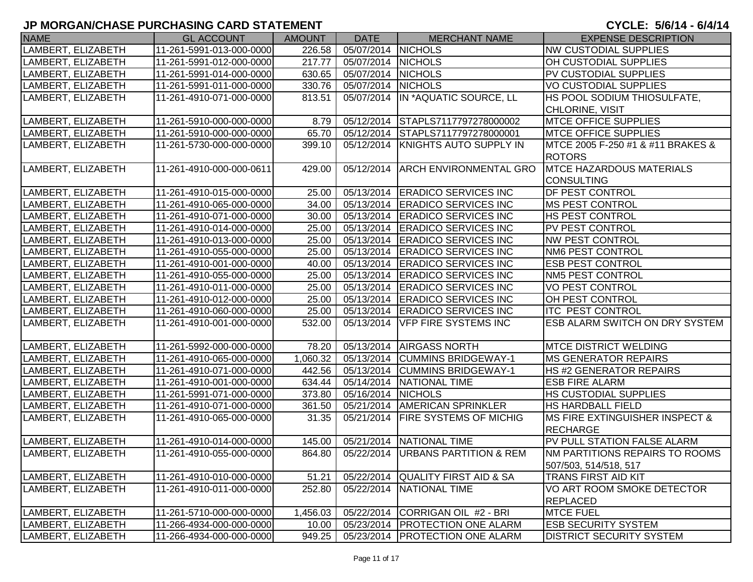# JP MORGAN/CHASE PURCHASING CARD STATEMENT

**CYCLE: 5/6/14 - 6/4/14**

| NAME | GL ACCOUNT | AMOUNT | DATE | MERCHANT NAME | EXPENSE DESCRIPTION |
|---|---|---|---|---|---|
| LAMBERT, ELIZABETH | 11-261-5991-013-000-0000 | 226.58 | 05/07/2014 | NICHOLS | NW CUSTODIAL SUPPLIES |
| LAMBERT, ELIZABETH | 11-261-5991-012-000-0000 | 217.77 | 05/07/2014 | NICHOLS | OH CUSTODIAL SUPPLIES |
| LAMBERT, ELIZABETH | 11-261-5991-014-000-0000 | 630.65 | 05/07/2014 | NICHOLS | PV CUSTODIAL SUPPLIES |
| LAMBERT, ELIZABETH | 11-261-5991-011-000-0000 | 330.76 | 05/07/2014 | NICHOLS | VO CUSTODIAL SUPPLIES |
| LAMBERT, ELIZABETH | 11-261-4910-071-000-0000 | 813.51 | 05/07/2014 | IN *AQUATIC SOURCE, LL | HS POOL SODIUM THIOSULFATE, CHLORINE, VISIT |
| LAMBERT, ELIZABETH | 11-261-5910-000-000-0000 | 8.79 | 05/12/2014 | STAPLS7117797278000002 | MTCE OFFICE SUPPLIES |
| LAMBERT, ELIZABETH | 11-261-5910-000-000-0000 | 65.70 | 05/12/2014 | STAPLS7117797278000001 | MTCE OFFICE SUPPLIES |
| LAMBERT, ELIZABETH | 11-261-5730-000-000-0000 | 399.10 | 05/12/2014 | KNIGHTS AUTO SUPPLY IN | MTCE 2005 F-250 #1 & #11 BRAKES & ROTORS |
| LAMBERT, ELIZABETH | 11-261-4910-000-000-0611 | 429.00 | 05/12/2014 | ARCH ENVIRONMENTAL GRO | MTCE HAZARDOUS MATERIALS CONSULTING |
| LAMBERT, ELIZABETH | 11-261-4910-015-000-0000 | 25.00 | 05/13/2014 | ERADICO SERVICES INC | DF PEST CONTROL |
| LAMBERT, ELIZABETH | 11-261-4910-065-000-0000 | 34.00 | 05/13/2014 | ERADICO SERVICES INC | MS PEST CONTROL |
| LAMBERT, ELIZABETH | 11-261-4910-071-000-0000 | 30.00 | 05/13/2014 | ERADICO SERVICES INC | HS PEST CONTROL |
| LAMBERT, ELIZABETH | 11-261-4910-014-000-0000 | 25.00 | 05/13/2014 | ERADICO SERVICES INC | PV PEST CONTROL |
| LAMBERT, ELIZABETH | 11-261-4910-013-000-0000 | 25.00 | 05/13/2014 | ERADICO SERVICES INC | NW PEST CONTROL |
| LAMBERT, ELIZABETH | 11-261-4910-055-000-0000 | 25.00 | 05/13/2014 | ERADICO SERVICES INC | NM6 PEST CONTROL |
| LAMBERT, ELIZABETH | 11-261-4910-001-000-0000 | 40.00 | 05/13/2014 | ERADICO SERVICES INC | ESB PEST CONTROL |
| LAMBERT, ELIZABETH | 11-261-4910-055-000-0000 | 25.00 | 05/13/2014 | ERADICO SERVICES INC | NM5 PEST CONTROL |
| LAMBERT, ELIZABETH | 11-261-4910-011-000-0000 | 25.00 | 05/13/2014 | ERADICO SERVICES INC | VO PEST CONTROL |
| LAMBERT, ELIZABETH | 11-261-4910-012-000-0000 | 25.00 | 05/13/2014 | ERADICO SERVICES INC | OH PEST CONTROL |
| LAMBERT, ELIZABETH | 11-261-4910-060-000-0000 | 25.00 | 05/13/2014 | ERADICO SERVICES INC | ITC PEST CONTROL |
| LAMBERT, ELIZABETH | 11-261-4910-001-000-0000 | 532.00 | 05/13/2014 | VFP FIRE SYSTEMS INC | ESB ALARM SWITCH ON DRY SYSTEM |
| LAMBERT, ELIZABETH | 11-261-5992-000-000-0000 | 78.20 | 05/13/2014 | AIRGASS NORTH | MTCE DISTRICT WELDING |
| LAMBERT, ELIZABETH | 11-261-4910-065-000-0000 | 1,060.32 | 05/13/2014 | CUMMINS BRIDGEWAY-1 | MS GENERATOR REPAIRS |
| LAMBERT, ELIZABETH | 11-261-4910-071-000-0000 | 442.56 | 05/13/2014 | CUMMINS BRIDGEWAY-1 | HS #2 GENERATOR REPAIRS |
| LAMBERT, ELIZABETH | 11-261-4910-001-000-0000 | 634.44 | 05/14/2014 | NATIONAL TIME | ESB FIRE ALARM |
| LAMBERT, ELIZABETH | 11-261-5991-071-000-0000 | 373.80 | 05/16/2014 | NICHOLS | HS CUSTODIAL SUPPLIES |
| LAMBERT, ELIZABETH | 11-261-4910-071-000-0000 | 361.50 | 05/21/2014 | AMERICAN SPRINKLER | HS HARDBALL FIELD |
| LAMBERT, ELIZABETH | 11-261-4910-065-000-0000 | 31.35 | 05/21/2014 | FIRE SYSTEMS OF MICHIG | MS FIRE EXTINGUISHER INSPECT & RECHARGE |
| LAMBERT, ELIZABETH | 11-261-4910-014-000-0000 | 145.00 | 05/21/2014 | NATIONAL TIME | PV PULL STATION FALSE ALARM |
| LAMBERT, ELIZABETH | 11-261-4910-055-000-0000 | 864.80 | 05/22/2014 | URBANS PARTITION & REM | NM PARTITIONS REPAIRS TO ROOMS 507/503, 514/518, 517 |
| LAMBERT, ELIZABETH | 11-261-4910-010-000-0000 | 51.21 | 05/22/2014 | QUALITY FIRST AID & SA | TRANS FIRST AID KIT |
| LAMBERT, ELIZABETH | 11-261-4910-011-000-0000 | 252.80 | 05/22/2014 | NATIONAL TIME | VO ART ROOM SMOKE DETECTOR REPLACED |
| LAMBERT, ELIZABETH | 11-261-5710-000-000-0000 | 1,456.03 | 05/22/2014 | CORRIGAN OIL #2 - BRI | MTCE FUEL |
| LAMBERT, ELIZABETH | 11-266-4934-000-000-0000 | 10.00 | 05/23/2014 | PROTECTION ONE ALARM | ESB SECURITY SYSTEM |
| LAMBERT, ELIZABETH | 11-266-4934-000-000-0000 | 949.25 | 05/23/2014 | PROTECTION ONE ALARM | DISTRICT SECURITY SYSTEM |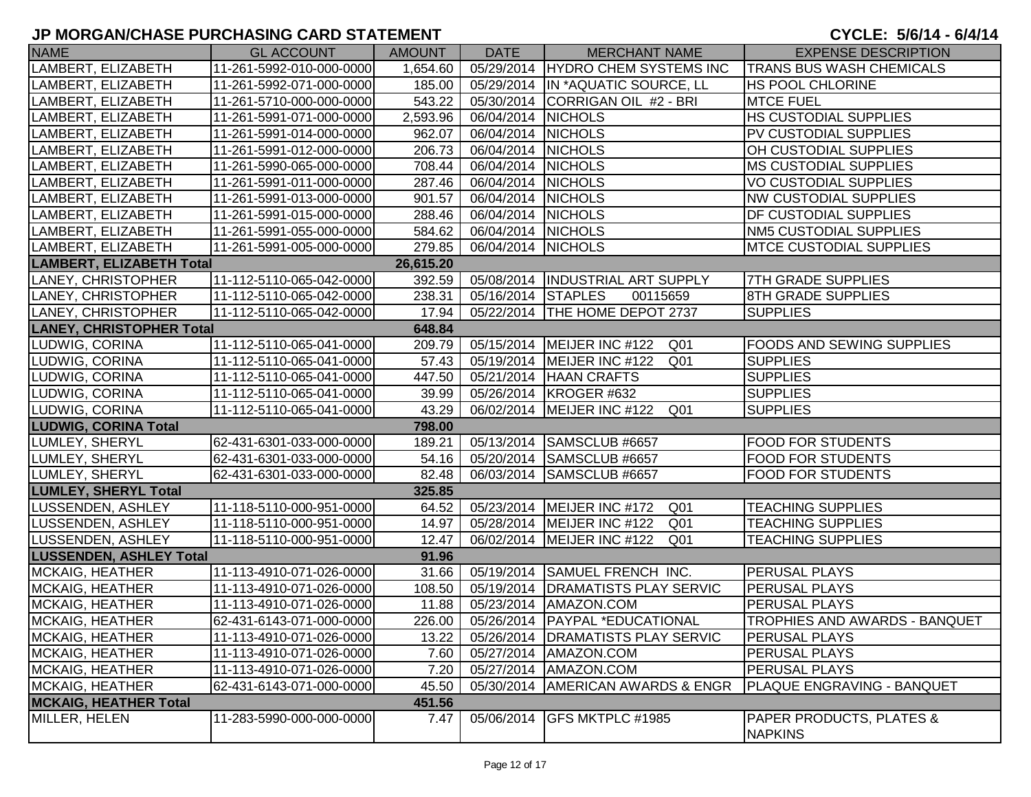## JP MORGAN/CHASE PURCHASING CARD STATEMENT

**CYCLE: 5/6/14 - 6/4/14**

| NAME | GL ACCOUNT | AMOUNT | DATE | MERCHANT NAME | EXPENSE DESCRIPTION |
|---|---|---|---|---|---|
| LAMBERT, ELIZABETH | 11-261-5992-010-000-0000 | 1,654.60 | 05/29/2014 | HYDRO CHEM SYSTEMS INC | TRANS BUS WASH CHEMICALS |
| LAMBERT, ELIZABETH | 11-261-5992-071-000-0000 | 185.00 | 05/29/2014 | IN *AQUATIC SOURCE, LL | HS POOL CHLORINE |
| LAMBERT, ELIZABETH | 11-261-5710-000-000-0000 | 543.22 | 05/30/2014 | CORRIGAN OIL #2 - BRI | MTCE FUEL |
| LAMBERT, ELIZABETH | 11-261-5991-071-000-0000 | 2,593.96 | 06/04/2014 | NICHOLS | HS CUSTODIAL SUPPLIES |
| LAMBERT, ELIZABETH | 11-261-5991-014-000-0000 | 962.07 | 06/04/2014 | NICHOLS | PV CUSTODIAL SUPPLIES |
| LAMBERT, ELIZABETH | 11-261-5991-012-000-0000 | 206.73 | 06/04/2014 | NICHOLS | OH CUSTODIAL SUPPLIES |
| LAMBERT, ELIZABETH | 11-261-5990-065-000-0000 | 708.44 | 06/04/2014 | NICHOLS | MS CUSTODIAL SUPPLIES |
| LAMBERT, ELIZABETH | 11-261-5991-011-000-0000 | 287.46 | 06/04/2014 | NICHOLS | VO CUSTODIAL SUPPLIES |
| LAMBERT, ELIZABETH | 11-261-5991-013-000-0000 | 901.57 | 06/04/2014 | NICHOLS | NW CUSTODIAL SUPPLIES |
| LAMBERT, ELIZABETH | 11-261-5991-015-000-0000 | 288.46 | 06/04/2014 | NICHOLS | DF CUSTODIAL SUPPLIES |
| LAMBERT, ELIZABETH | 11-261-5991-055-000-0000 | 584.62 | 06/04/2014 | NICHOLS | NM5 CUSTODIAL SUPPLIES |
| LAMBERT, ELIZABETH | 11-261-5991-005-000-0000 | 279.85 | 06/04/2014 | NICHOLS | MTCE CUSTODIAL SUPPLIES |
| **LAMBERT, ELIZABETH Total** | | **26,615.20** | | | |
| LANEY, CHRISTOPHER | 11-112-5110-065-042-0000 | 392.59 | 05/08/2014 | INDUSTRIAL ART SUPPLY | 7TH GRADE SUPPLIES |
| LANEY, CHRISTOPHER | 11-112-5110-065-042-0000 | 238.31 | 05/16/2014 | STAPLES 00115659 | 8TH GRADE SUPPLIES |
| LANEY, CHRISTOPHER | 11-112-5110-065-042-0000 | 17.94 | 05/22/2014 | THE HOME DEPOT 2737 | SUPPLIES |
| **LANEY, CHRISTOPHER Total** | | **648.84** | | | |
| LUDWIG, CORINA | 11-112-5110-065-041-0000 | 209.79 | 05/15/2014 | MEIJER INC #122 Q01 | FOODS AND SEWING SUPPLIES |
| LUDWIG, CORINA | 11-112-5110-065-041-0000 | 57.43 | 05/19/2014 | MEIJER INC #122 Q01 | SUPPLIES |
| LUDWIG, CORINA | 11-112-5110-065-041-0000 | 447.50 | 05/21/2014 | HAAN CRAFTS | SUPPLIES |
| LUDWIG, CORINA | 11-112-5110-065-041-0000 | 39.99 | 05/26/2014 | KROGER #632 | SUPPLIES |
| LUDWIG, CORINA | 11-112-5110-065-041-0000 | 43.29 | 06/02/2014 | MEIJER INC #122 Q01 | SUPPLIES |
| **LUDWIG, CORINA Total** | | **798.00** | | | |
| LUMLEY, SHERYL | 62-431-6301-033-000-0000 | 189.21 | 05/13/2014 | SAMSCLUB #6657 | FOOD FOR STUDENTS |
| LUMLEY, SHERYL | 62-431-6301-033-000-0000 | 54.16 | 05/20/2014 | SAMSCLUB #6657 | FOOD FOR STUDENTS |
| LUMLEY, SHERYL | 62-431-6301-033-000-0000 | 82.48 | 06/03/2014 | SAMSCLUB #6657 | FOOD FOR STUDENTS |
| **LUMLEY, SHERYL Total** | | **325.85** | | | |
| LUSSENDEN, ASHLEY | 11-118-5110-000-951-0000 | 64.52 | 05/23/2014 | MEIJER INC #172 Q01 | TEACHING SUPPLIES |
| LUSSENDEN, ASHLEY | 11-118-5110-000-951-0000 | 14.97 | 05/28/2014 | MEIJER INC #122 Q01 | TEACHING SUPPLIES |
| LUSSENDEN, ASHLEY | 11-118-5110-000-951-0000 | 12.47 | 06/02/2014 | MEIJER INC #122 Q01 | TEACHING SUPPLIES |
| **LUSSENDEN, ASHLEY Total** | | **91.96** | | | |
| MCKAIG, HEATHER | 11-113-4910-071-026-0000 | 31.66 | 05/19/2014 | SAMUEL FRENCH INC. | PERUSAL PLAYS |
| MCKAIG, HEATHER | 11-113-4910-071-026-0000 | 108.50 | 05/19/2014 | DRAMATISTS PLAY SERVIC | PERUSAL PLAYS |
| MCKAIG, HEATHER | 11-113-4910-071-026-0000 | 11.88 | 05/23/2014 | AMAZON.COM | PERUSAL PLAYS |
| MCKAIG, HEATHER | 62-431-6143-071-000-0000 | 226.00 | 05/26/2014 | PAYPAL *EDUCATIONAL | TROPHIES AND AWARDS - BANQUET |
| MCKAIG, HEATHER | 11-113-4910-071-026-0000 | 13.22 | 05/26/2014 | DRAMATISTS PLAY SERVIC | PERUSAL PLAYS |
| MCKAIG, HEATHER | 11-113-4910-071-026-0000 | 7.60 | 05/27/2014 | AMAZON.COM | PERUSAL PLAYS |
| MCKAIG, HEATHER | 11-113-4910-071-026-0000 | 7.20 | 05/27/2014 | AMAZON.COM | PERUSAL PLAYS |
| MCKAIG, HEATHER | 62-431-6143-071-000-0000 | 45.50 | 05/30/2014 | AMERICAN AWARDS & ENGR | PLAQUE ENGRAVING - BANQUET |
| **MCKAIG, HEATHER Total** | | **451.56** | | | |
| MILLER, HELEN | 11-283-5990-000-000-0000 | 7.47 | 05/06/2014 | GFS MKTPLC #1985 | PAPER PRODUCTS, PLATES & NAPKINS |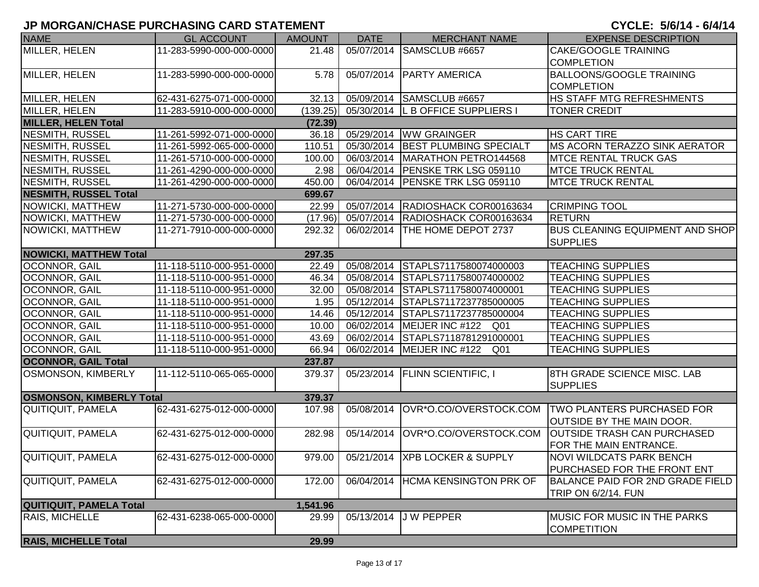# JP MORGAN/CHASE PURCHASING CARD STATEMENT

**CYCLE: 5/6/14 - 6/4/14**

| NAME | GL ACCOUNT | AMOUNT | DATE | MERCHANT NAME | EXPENSE DESCRIPTION |
|---|---|---|---|---|---|
| MILLER, HELEN | 11-283-5990-000-000-0000 | 21.48 | 05/07/2014 | SAMSCLUB #6657 | CAKE/GOOGLE TRAINING COMPLETION |
| MILLER, HELEN | 11-283-5990-000-000-0000 | 5.78 | 05/07/2014 | PARTY AMERICA | BALLOONS/GOOGLE TRAINING COMPLETION |
| MILLER, HELEN | 62-431-6275-071-000-0000 | 32.13 | 05/09/2014 | SAMSCLUB #6657 | HS STAFF MTG REFRESHMENTS |
| MILLER, HELEN | 11-283-5910-000-000-0000 | (139.25) | 05/30/2014 | L B OFFICE SUPPLIERS I | TONER CREDIT |
| **MILLER, HELEN Total** | | **(72.39)** | | | |
| NESMITH, RUSSEL | 11-261-5992-071-000-0000 | 36.18 | 05/29/2014 | WW GRAINGER | HS CART TIRE |
| NESMITH, RUSSEL | 11-261-5992-065-000-0000 | 110.51 | 05/30/2014 | BEST PLUMBING SPECIALT | MS ACORN TERAZZO SINK AERATOR |
| NESMITH, RUSSEL | 11-261-5710-000-000-0000 | 100.00 | 06/03/2014 | MARATHON PETRO144568 | MTCE RENTAL TRUCK GAS |
| NESMITH, RUSSEL | 11-261-4290-000-000-0000 | 2.98 | 06/04/2014 | PENSKE TRK LSG 059110 | MTCE TRUCK RENTAL |
| NESMITH, RUSSEL | 11-261-4290-000-000-0000 | 450.00 | 06/04/2014 | PENSKE TRK LSG 059110 | MTCE TRUCK RENTAL |
| **NESMITH, RUSSEL Total** | | **699.67** | | | |
| NOWICKI, MATTHEW | 11-271-5730-000-000-0000 | 22.99 | 05/07/2014 | RADIOSHACK COR00163634 | CRIMPING TOOL |
| NOWICKI, MATTHEW | 11-271-5730-000-000-0000 | (17.96) | 05/07/2014 | RADIOSHACK COR00163634 | RETURN |
| NOWICKI, MATTHEW | 11-271-7910-000-000-0000 | 292.32 | 06/02/2014 | THE HOME DEPOT 2737 | BUS CLEANING EQUIPMENT AND SHOP SUPPLIES |
| **NOWICKI, MATTHEW Total** | | **297.35** | | | |
| OCONNOR, GAIL | 11-118-5110-000-951-0000 | 22.49 | 05/08/2014 | STAPLS7117580074000003 | TEACHING SUPPLIES |
| OCONNOR, GAIL | 11-118-5110-000-951-0000 | 46.34 | 05/08/2014 | STAPLS7117580074000002 | TEACHING SUPPLIES |
| OCONNOR, GAIL | 11-118-5110-000-951-0000 | 32.00 | 05/08/2014 | STAPLS7117580074000001 | TEACHING SUPPLIES |
| OCONNOR, GAIL | 11-118-5110-000-951-0000 | 1.95 | 05/12/2014 | STAPLS7117237785000005 | TEACHING SUPPLIES |
| OCONNOR, GAIL | 11-118-5110-000-951-0000 | 14.46 | 05/12/2014 | STAPLS7117237785000004 | TEACHING SUPPLIES |
| OCONNOR, GAIL | 11-118-5110-000-951-0000 | 10.00 | 06/02/2014 | MEIJER INC #122 Q01 | TEACHING SUPPLIES |
| OCONNOR, GAIL | 11-118-5110-000-951-0000 | 43.69 | 06/02/2014 | STAPLS7118781291000001 | TEACHING SUPPLIES |
| OCONNOR, GAIL | 11-118-5110-000-951-0000 | 66.94 | 06/02/2014 | MEIJER INC #122 Q01 | TEACHING SUPPLIES |
| **OCONNOR, GAIL Total** | | **237.87** | | | |
| OSMONSON, KIMBERLY | 11-112-5110-065-065-0000 | 379.37 | 05/23/2014 | FLINN SCIENTIFIC, I | 8TH GRADE SCIENCE MISC. LAB SUPPLIES |
| **OSMONSON, KIMBERLY Total** | | **379.37** | | | |
| QUITIQUIT, PAMELA | 62-431-6275-012-000-0000 | 107.98 | 05/08/2014 | OVR*O.CO/OVERSTOCK.COM | TWO PLANTERS PURCHASED FOR OUTSIDE BY THE MAIN DOOR. |
| QUITIQUIT, PAMELA | 62-431-6275-012-000-0000 | 282.98 | 05/14/2014 | OVR*O.CO/OVERSTOCK.COM | OUTSIDE TRASH CAN PURCHASED FOR THE MAIN ENTRANCE. |
| QUITIQUIT, PAMELA | 62-431-6275-012-000-0000 | 979.00 | 05/21/2014 | XPB LOCKER & SUPPLY | NOVI WILDCATS PARK BENCH PURCHASED FOR THE FRONT ENT |
| QUITIQUIT, PAMELA | 62-431-6275-012-000-0000 | 172.00 | 06/04/2014 | HCMA KENSINGTON PRK OF | BALANCE PAID FOR 2ND GRADE FIELD TRIP ON 6/2/14. FUN |
| **QUITIQUIT, PAMELA Total** | | **1,541.96** | | | |
| RAIS, MICHELLE | 62-431-6238-065-000-0000 | 29.99 | 05/13/2014 | J W PEPPER | MUSIC FOR MUSIC IN THE PARKS COMPETITION |
| **RAIS, MICHELLE Total** | | **29.99** | | | |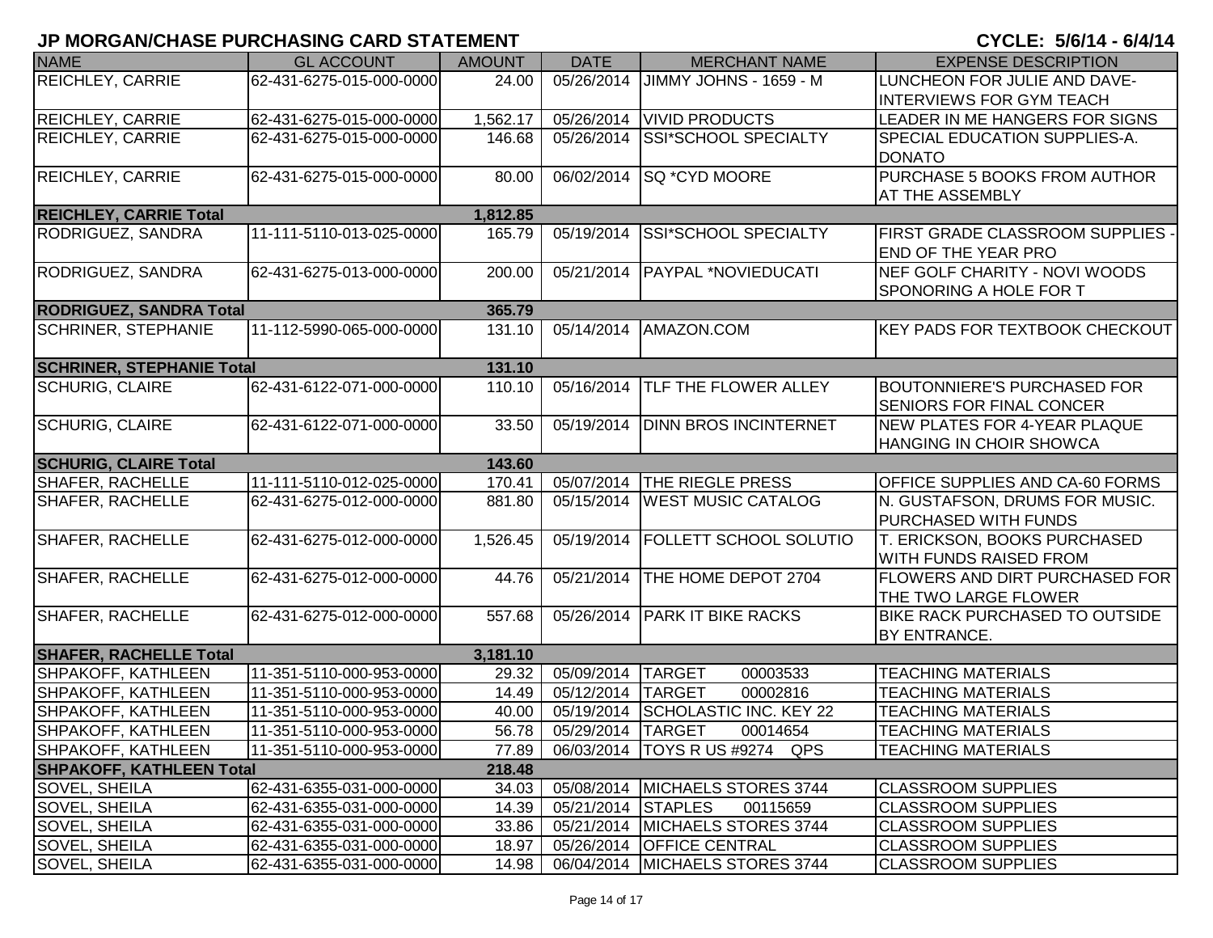# JP MORGAN/CHASE PURCHASING CARD STATEMENT

CYCLE: 5/6/14 - 6/4/14

| NAME | GL ACCOUNT | AMOUNT | DATE | MERCHANT NAME | EXPENSE DESCRIPTION |
|---|---|---|---|---|---|
| REICHLEY, CARRIE | 62-431-6275-015-000-0000 | 24.00 | 05/26/2014 | JIMMY JOHNS - 1659 - M | LUNCHEON FOR JULIE AND DAVE-INTERVIEWS FOR GYM TEACH |
| REICHLEY, CARRIE | 62-431-6275-015-000-0000 | 1,562.17 | 05/26/2014 | VIVID PRODUCTS | LEADER IN ME HANGERS FOR SIGNS |
| REICHLEY, CARRIE | 62-431-6275-015-000-0000 | 146.68 | 05/26/2014 | SSI*SCHOOL SPECIALTY | SPECIAL EDUCATION SUPPLIES-A. DONATO |
| REICHLEY, CARRIE | 62-431-6275-015-000-0000 | 80.00 | 06/02/2014 | SQ *CYD MOORE | PURCHASE 5 BOOKS FROM AUTHOR AT THE ASSEMBLY |
| **REICHLEY, CARRIE Total** | | **1,812.85** | | | |
| RODRIGUEZ, SANDRA | 11-111-5110-013-025-0000 | 165.79 | 05/19/2014 | SSI*SCHOOL SPECIALTY | FIRST GRADE CLASSROOM SUPPLIES - END OF THE YEAR PRO |
| RODRIGUEZ, SANDRA | 62-431-6275-013-000-0000 | 200.00 | 05/21/2014 | PAYPAL *NOVIEDUCATI | NEF GOLF CHARITY - NOVI WOODS SPONORING A HOLE FOR T |
| **RODRIGUEZ, SANDRA Total** | | **365.79** | | | |
| SCHRINER, STEPHANIE | 11-112-5990-065-000-0000 | 131.10 | 05/14/2014 | AMAZON.COM | KEY PADS FOR TEXTBOOK CHECKOUT |
| **SCHRINER, STEPHANIE Total** | | **131.10** | | | |
| SCHURIG, CLAIRE | 62-431-6122-071-000-0000 | 110.10 | 05/16/2014 | TLF THE FLOWER ALLEY | BOUTONNIERE'S PURCHASED FOR SENIORS FOR FINAL CONCER |
| SCHURIG, CLAIRE | 62-431-6122-071-000-0000 | 33.50 | 05/19/2014 | DINN BROS INCINTERNET | NEW PLATES FOR 4-YEAR PLAQUE HANGING IN CHOIR SHOWCA |
| **SCHURIG, CLAIRE Total** | | **143.60** | | | |
| SHAFER, RACHELLE | 11-111-5110-012-025-0000 | 170.41 | 05/07/2014 | THE RIEGLE PRESS | OFFICE SUPPLIES AND CA-60 FORMS |
| SHAFER, RACHELLE | 62-431-6275-012-000-0000 | 881.80 | 05/15/2014 | WEST MUSIC CATALOG | N. GUSTAFSON, DRUMS FOR MUSIC. PURCHASED WITH FUNDS |
| SHAFER, RACHELLE | 62-431-6275-012-000-0000 | 1,526.45 | 05/19/2014 | FOLLETT SCHOOL SOLUTIO | T. ERICKSON, BOOKS PURCHASED WITH FUNDS RAISED FROM |
| SHAFER, RACHELLE | 62-431-6275-012-000-0000 | 44.76 | 05/21/2014 | THE HOME DEPOT 2704 | FLOWERS AND DIRT PURCHASED FOR THE TWO LARGE FLOWER |
| SHAFER, RACHELLE | 62-431-6275-012-000-0000 | 557.68 | 05/26/2014 | PARK IT BIKE RACKS | BIKE RACK PURCHASED TO OUTSIDE BY ENTRANCE. |
| **SHAFER, RACHELLE Total** | | **3,181.10** | | | |
| SHPAKOFF, KATHLEEN | 11-351-5110-000-953-0000 | 29.32 | 05/09/2014 | TARGET 00003533 | TEACHING MATERIALS |
| SHPAKOFF, KATHLEEN | 11-351-5110-000-953-0000 | 14.49 | 05/12/2014 | TARGET 00002816 | TEACHING MATERIALS |
| SHPAKOFF, KATHLEEN | 11-351-5110-000-953-0000 | 40.00 | 05/19/2014 | SCHOLASTIC INC. KEY 22 | TEACHING MATERIALS |
| SHPAKOFF, KATHLEEN | 11-351-5110-000-953-0000 | 56.78 | 05/29/2014 | TARGET 00014654 | TEACHING MATERIALS |
| SHPAKOFF, KATHLEEN | 11-351-5110-000-953-0000 | 77.89 | 06/03/2014 | TOYS R US #9274 QPS | TEACHING MATERIALS |
| **SHPAKOFF, KATHLEEN Total** | | **218.48** | | | |
| SOVEL, SHEILA | 62-431-6355-031-000-0000 | 34.03 | 05/08/2014 | MICHAELS STORES 3744 | CLASSROOM SUPPLIES |
| SOVEL, SHEILA | 62-431-6355-031-000-0000 | 14.39 | 05/21/2014 | STAPLES 00115659 | CLASSROOM SUPPLIES |
| SOVEL, SHEILA | 62-431-6355-031-000-0000 | 33.86 | 05/21/2014 | MICHAELS STORES 3744 | CLASSROOM SUPPLIES |
| SOVEL, SHEILA | 62-431-6355-031-000-0000 | 18.97 | 05/26/2014 | OFFICE CENTRAL | CLASSROOM SUPPLIES |
| SOVEL, SHEILA | 62-431-6355-031-000-0000 | 14.98 | 06/04/2014 | MICHAELS STORES 3744 | CLASSROOM SUPPLIES |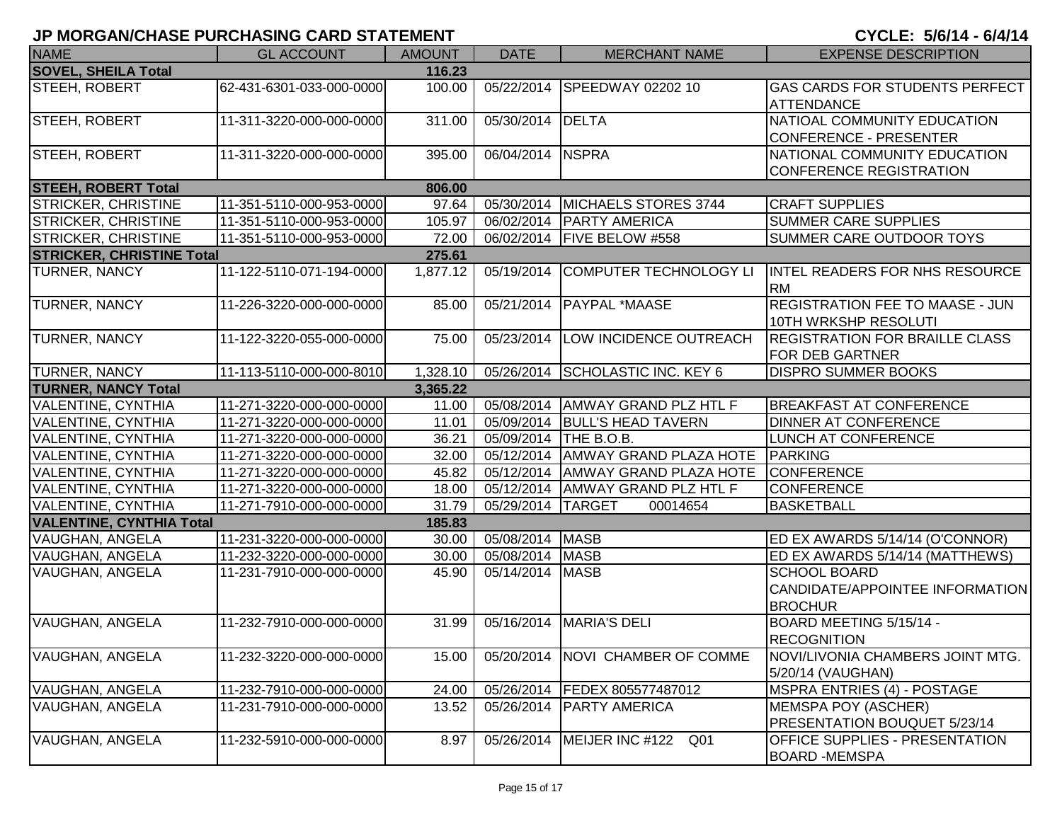## JP MORGAN/CHASE PURCHASING CARD STATEMENT

**CYCLE: 5/6/14 - 6/4/14**

| NAME | GL ACCOUNT | AMOUNT | DATE | MERCHANT NAME | EXPENSE DESCRIPTION |
|---|---|---|---|---|---|
| **SOVEL, SHEILA Total** | | **116.23** | | | |
| STEEH, ROBERT | 62-431-6301-033-000-0000 | 100.00 | 05/22/2014 | SPEEDWAY 02202 10 | GAS CARDS FOR STUDENTS PERFECT ATTENDANCE |
| STEEH, ROBERT | 11-311-3220-000-000-0000 | 311.00 | 05/30/2014 | DELTA | NATIOAL COMMUNITY EDUCATION CONFERENCE - PRESENTER |
| STEEH, ROBERT | 11-311-3220-000-000-0000 | 395.00 | 06/04/2014 | NSPRA | NATIONAL COMMUNITY EDUCATION CONFERENCE REGISTRATION |
| **STEEH, ROBERT Total** | | **806.00** | | | |
| STRICKER, CHRISTINE | 11-351-5110-000-953-0000 | 97.64 | 05/30/2014 | MICHAELS STORES 3744 | CRAFT SUPPLIES |
| STRICKER, CHRISTINE | 11-351-5110-000-953-0000 | 105.97 | 06/02/2014 | PARTY AMERICA | SUMMER CARE SUPPLIES |
| STRICKER, CHRISTINE | 11-351-5110-000-953-0000 | 72.00 | 06/02/2014 | FIVE BELOW #558 | SUMMER CARE OUTDOOR TOYS |
| **STRICKER, CHRISTINE Total** | | **275.61** | | | |
| TURNER, NANCY | 11-122-5110-071-194-0000 | 1,877.12 | 05/19/2014 | COMPUTER TECHNOLOGY LI | INTEL READERS FOR NHS RESOURCE RM |
| TURNER, NANCY | 11-226-3220-000-000-0000 | 85.00 | 05/21/2014 | PAYPAL *MAASE | REGISTRATION FEE TO MAASE - JUN 10TH WRKSHP RESOLUTI |
| TURNER, NANCY | 11-122-3220-055-000-0000 | 75.00 | 05/23/2014 | LOW INCIDENCE OUTREACH | REGISTRATION FOR BRAILLE CLASS FOR DEB GARTNER |
| TURNER, NANCY | 11-113-5110-000-000-8010 | 1,328.10 | 05/26/2014 | SCHOLASTIC INC. KEY 6 | DISPRO SUMMER BOOKS |
| **TURNER, NANCY Total** | | **3,365.22** | | | |
| VALENTINE, CYNTHIA | 11-271-3220-000-000-0000 | 11.00 | 05/08/2014 | AMWAY GRAND PLZ HTL F | BREAKFAST AT CONFERENCE |
| VALENTINE, CYNTHIA | 11-271-3220-000-000-0000 | 11.01 | 05/09/2014 | BULL'S HEAD TAVERN | DINNER AT CONFERENCE |
| VALENTINE, CYNTHIA | 11-271-3220-000-000-0000 | 36.21 | 05/09/2014 | THE B.O.B. | LUNCH AT CONFERENCE |
| VALENTINE, CYNTHIA | 11-271-3220-000-000-0000 | 32.00 | 05/12/2014 | AMWAY GRAND PLAZA HOTE | PARKING |
| VALENTINE, CYNTHIA | 11-271-3220-000-000-0000 | 45.82 | 05/12/2014 | AMWAY GRAND PLAZA HOTE | CONFERENCE |
| VALENTINE, CYNTHIA | 11-271-3220-000-000-0000 | 18.00 | 05/12/2014 | AMWAY GRAND PLZ HTL F | CONFERENCE |
| VALENTINE, CYNTHIA | 11-271-7910-000-000-0000 | 31.79 | 05/29/2014 | TARGET 00014654 | BASKETBALL |
| **VALENTINE, CYNTHIA Total** | | **185.83** | | | |
| VAUGHAN, ANGELA | 11-231-3220-000-000-0000 | 30.00 | 05/08/2014 | MASB | ED EX AWARDS 5/14/14 (O'CONNOR) |
| VAUGHAN, ANGELA | 11-232-3220-000-000-0000 | 30.00 | 05/08/2014 | MASB | ED EX AWARDS 5/14/14 (MATTHEWS) |
| VAUGHAN, ANGELA | 11-231-7910-000-000-0000 | 45.90 | 05/14/2014 | MASB | SCHOOL BOARD CANDIDATE/APPOINTEE INFORMATION BROCHUR |
| VAUGHAN, ANGELA | 11-232-7910-000-000-0000 | 31.99 | 05/16/2014 | MARIA'S DELI | BOARD MEETING 5/15/14 - RECOGNITION |
| VAUGHAN, ANGELA | 11-232-3220-000-000-0000 | 15.00 | 05/20/2014 | NOVI CHAMBER OF COMME | NOVI/LIVONIA CHAMBERS JOINT MTG. 5/20/14 (VAUGHAN) |
| VAUGHAN, ANGELA | 11-232-7910-000-000-0000 | 24.00 | 05/26/2014 | FEDEX 805577487012 | MSPRA ENTRIES (4) - POSTAGE |
| VAUGHAN, ANGELA | 11-231-7910-000-000-0000 | 13.52 | 05/26/2014 | PARTY AMERICA | MEMSPA POY (ASCHER) PRESENTATION BOUQUET 5/23/14 |
| VAUGHAN, ANGELA | 11-232-5910-000-000-0000 | 8.97 | 05/26/2014 | MEIJER INC #122 Q01 | OFFICE SUPPLIES - PRESENTATION BOARD -MEMSPA |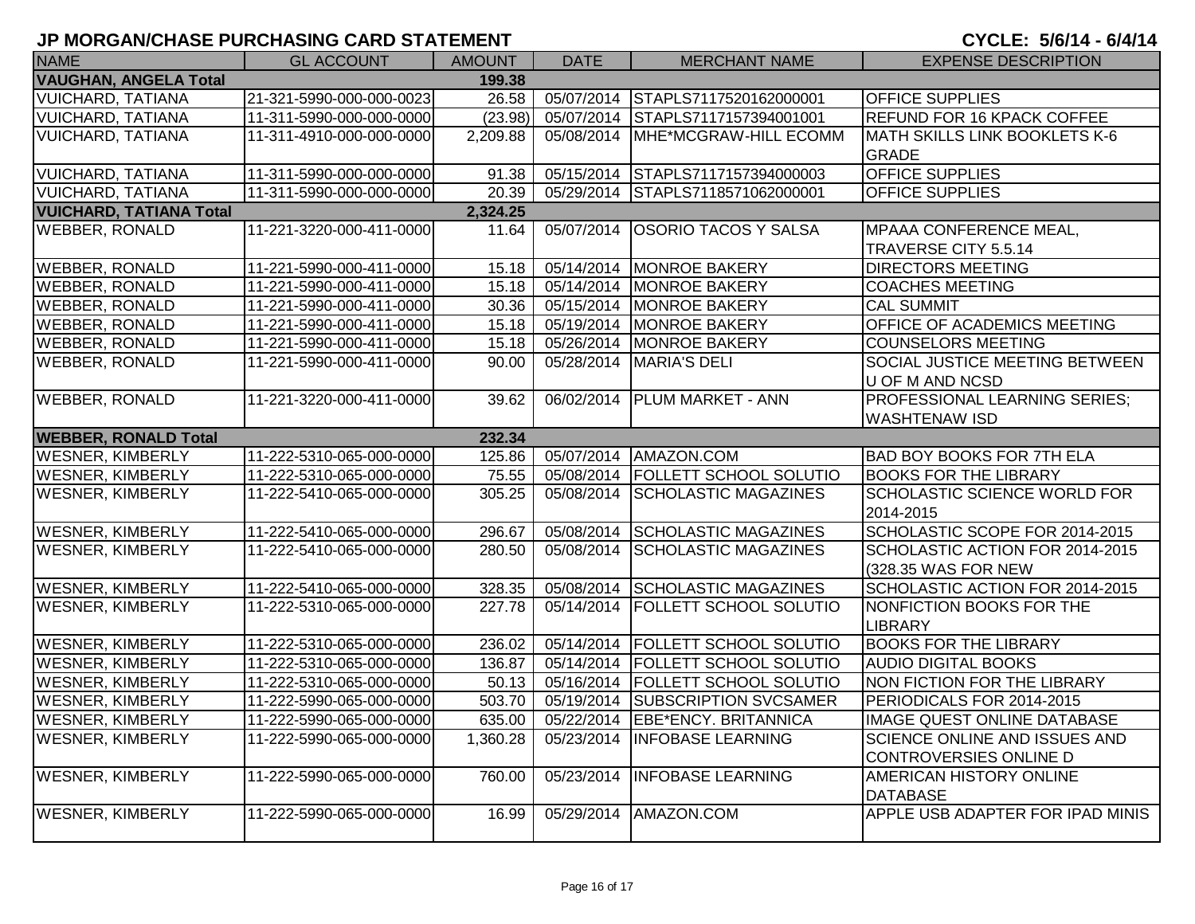# JP MORGAN/CHASE PURCHASING CARD STATEMENT

CYCLE: 5/6/14 - 6/4/14

| NAME | GL ACCOUNT | AMOUNT | DATE | MERCHANT NAME | EXPENSE DESCRIPTION |
|---|---|---|---|---|---|
| **VAUGHAN, ANGELA Total** | | **199.38** | | | |
| VUICHARD, TATIANA | 21-321-5990-000-000-0023 | 26.58 | 05/07/2014 | STAPLS7117520162000001 | OFFICE SUPPLIES |
| VUICHARD, TATIANA | 11-311-5990-000-000-0000 | (23.98) | 05/07/2014 | STAPLS7117157394001001 | REFUND FOR 16 KPACK COFFEE |
| VUICHARD, TATIANA | 11-311-4910-000-000-0000 | 2,209.88 | 05/08/2014 | MHE*MCGRAW-HILL ECOMM | MATH SKILLS LINK BOOKLETS K-6 GRADE |
| VUICHARD, TATIANA | 11-311-5990-000-000-0000 | 91.38 | 05/15/2014 | STAPLS7117157394000003 | OFFICE SUPPLIES |
| VUICHARD, TATIANA | 11-311-5990-000-000-0000 | 20.39 | 05/29/2014 | STAPLS7118571062000001 | OFFICE SUPPLIES |
| **VUICHARD, TATIANA Total** | | **2,324.25** | | | |
| WEBBER, RONALD | 11-221-3220-000-411-0000 | 11.64 | 05/07/2014 | OSORIO TACOS Y SALSA | MPAAA CONFERENCE MEAL, TRAVERSE CITY 5.5.14 |
| WEBBER, RONALD | 11-221-5990-000-411-0000 | 15.18 | 05/14/2014 | MONROE BAKERY | DIRECTORS MEETING |
| WEBBER, RONALD | 11-221-5990-000-411-0000 | 15.18 | 05/14/2014 | MONROE BAKERY | COACHES MEETING |
| WEBBER, RONALD | 11-221-5990-000-411-0000 | 30.36 | 05/15/2014 | MONROE BAKERY | CAL SUMMIT |
| WEBBER, RONALD | 11-221-5990-000-411-0000 | 15.18 | 05/19/2014 | MONROE BAKERY | OFFICE OF ACADEMICS MEETING |
| WEBBER, RONALD | 11-221-5990-000-411-0000 | 15.18 | 05/26/2014 | MONROE BAKERY | COUNSELORS MEETING |
| WEBBER, RONALD | 11-221-5990-000-411-0000 | 90.00 | 05/28/2014 | MARIA'S DELI | SOCIAL JUSTICE MEETING BETWEEN U OF M AND NCSD |
| WEBBER, RONALD | 11-221-3220-000-411-0000 | 39.62 | 06/02/2014 | PLUM MARKET - ANN | PROFESSIONAL LEARNING SERIES; WASHTENAW ISD |
| **WEBBER, RONALD Total** | | **232.34** | | | |
| WESNER, KIMBERLY | 11-222-5310-065-000-0000 | 125.86 | 05/07/2014 | AMAZON.COM | BAD BOY BOOKS FOR 7TH ELA |
| WESNER, KIMBERLY | 11-222-5310-065-000-0000 | 75.55 | 05/08/2014 | FOLLETT SCHOOL SOLUTIO | BOOKS FOR THE LIBRARY |
| WESNER, KIMBERLY | 11-222-5410-065-000-0000 | 305.25 | 05/08/2014 | SCHOLASTIC MAGAZINES | SCHOLASTIC SCIENCE WORLD FOR 2014-2015 |
| WESNER, KIMBERLY | 11-222-5410-065-000-0000 | 296.67 | 05/08/2014 | SCHOLASTIC MAGAZINES | SCHOLASTIC SCOPE FOR 2014-2015 |
| WESNER, KIMBERLY | 11-222-5410-065-000-0000 | 280.50 | 05/08/2014 | SCHOLASTIC MAGAZINES | SCHOLASTIC ACTION FOR 2014-2015 (328.35 WAS FOR NEW |
| WESNER, KIMBERLY | 11-222-5410-065-000-0000 | 328.35 | 05/08/2014 | SCHOLASTIC MAGAZINES | SCHOLASTIC ACTION FOR 2014-2015 |
| WESNER, KIMBERLY | 11-222-5310-065-000-0000 | 227.78 | 05/14/2014 | FOLLETT SCHOOL SOLUTIO | NONFICTION BOOKS FOR THE LIBRARY |
| WESNER, KIMBERLY | 11-222-5310-065-000-0000 | 236.02 | 05/14/2014 | FOLLETT SCHOOL SOLUTIO | BOOKS FOR THE LIBRARY |
| WESNER, KIMBERLY | 11-222-5310-065-000-0000 | 136.87 | 05/14/2014 | FOLLETT SCHOOL SOLUTIO | AUDIO DIGITAL BOOKS |
| WESNER, KIMBERLY | 11-222-5310-065-000-0000 | 50.13 | 05/16/2014 | FOLLETT SCHOOL SOLUTIO | NON FICTION FOR THE LIBRARY |
| WESNER, KIMBERLY | 11-222-5990-065-000-0000 | 503.70 | 05/19/2014 | SUBSCRIPTION SVCSAMER | PERIODICALS FOR 2014-2015 |
| WESNER, KIMBERLY | 11-222-5990-065-000-0000 | 635.00 | 05/22/2014 | EBE*ENCY. BRITANNICA | IMAGE QUEST ONLINE DATABASE |
| WESNER, KIMBERLY | 11-222-5990-065-000-0000 | 1,360.28 | 05/23/2014 | INFOBASE LEARNING | SCIENCE ONLINE AND ISSUES AND CONTROVERSIES ONLINE D |
| WESNER, KIMBERLY | 11-222-5990-065-000-0000 | 760.00 | 05/23/2014 | INFOBASE LEARNING | AMERICAN HISTORY ONLINE DATABASE |
| WESNER, KIMBERLY | 11-222-5990-065-000-0000 | 16.99 | 05/29/2014 | AMAZON.COM | APPLE USB ADAPTER FOR IPAD MINIS |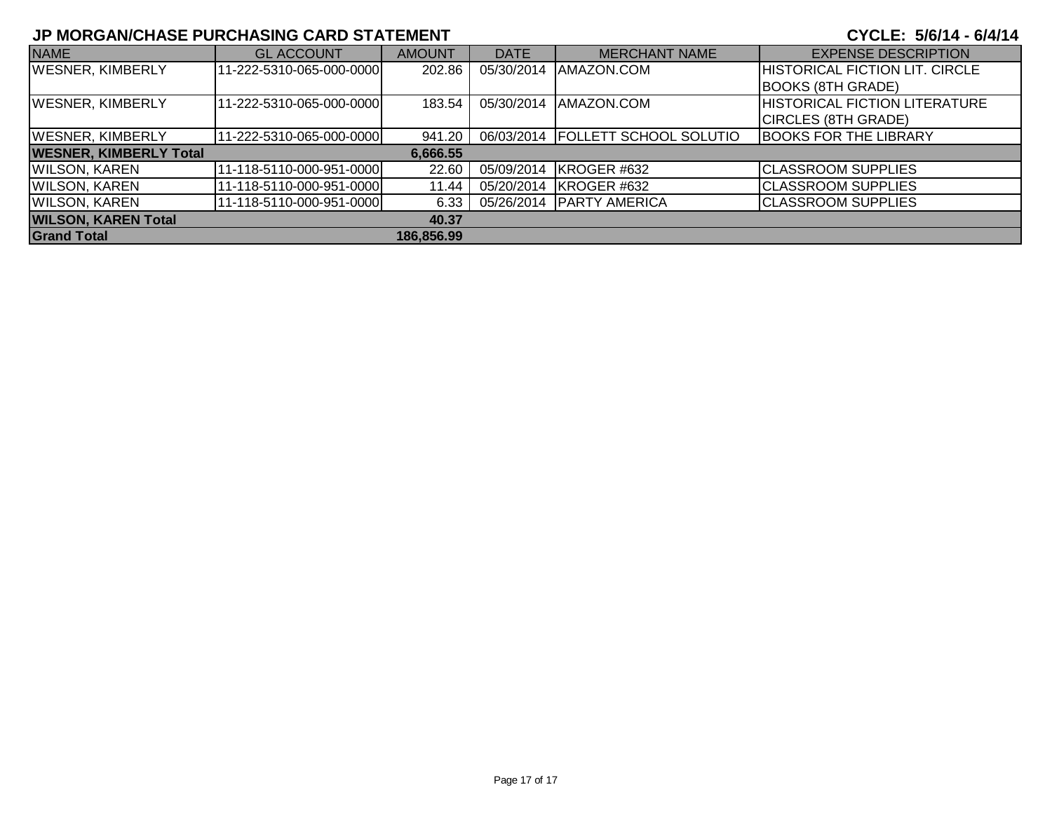## JP MORGAN/CHASE PURCHASING CARD STATEMENT

**CYCLE: 5/6/14 - 6/4/14**

| NAME | GL ACCOUNT | AMOUNT | DATE | MERCHANT NAME | EXPENSE DESCRIPTION |
|---|---|---|---|---|---|
| WESNER, KIMBERLY | 11-222-5310-065-000-0000 | 202.86 | 05/30/2014 | AMAZON.COM | HISTORICAL FICTION LIT. CIRCLE BOOKS (8TH GRADE) |
| WESNER, KIMBERLY | 11-222-5310-065-000-0000 | 183.54 | 05/30/2014 | AMAZON.COM | HISTORICAL FICTION LITERATURE CIRCLES (8TH GRADE) |
| WESNER, KIMBERLY | 11-222-5310-065-000-0000 | 941.20 | 06/03/2014 | FOLLETT SCHOOL SOLUTIO | BOOKS FOR THE LIBRARY |
| **WESNER, KIMBERLY Total** | | **6,666.55** | | | |
| WILSON, KAREN | 11-118-5110-000-951-0000 | 22.60 | 05/09/2014 | KROGER #632 | CLASSROOM SUPPLIES |
| WILSON, KAREN | 11-118-5110-000-951-0000 | 11.44 | 05/20/2014 | KROGER #632 | CLASSROOM SUPPLIES |
| WILSON, KAREN | 11-118-5110-000-951-0000 | 6.33 | 05/26/2014 | PARTY AMERICA | CLASSROOM SUPPLIES |
| **WILSON, KAREN Total** | | **40.37** | | | |
| **Grand Total** | | **186,856.99** | | | |